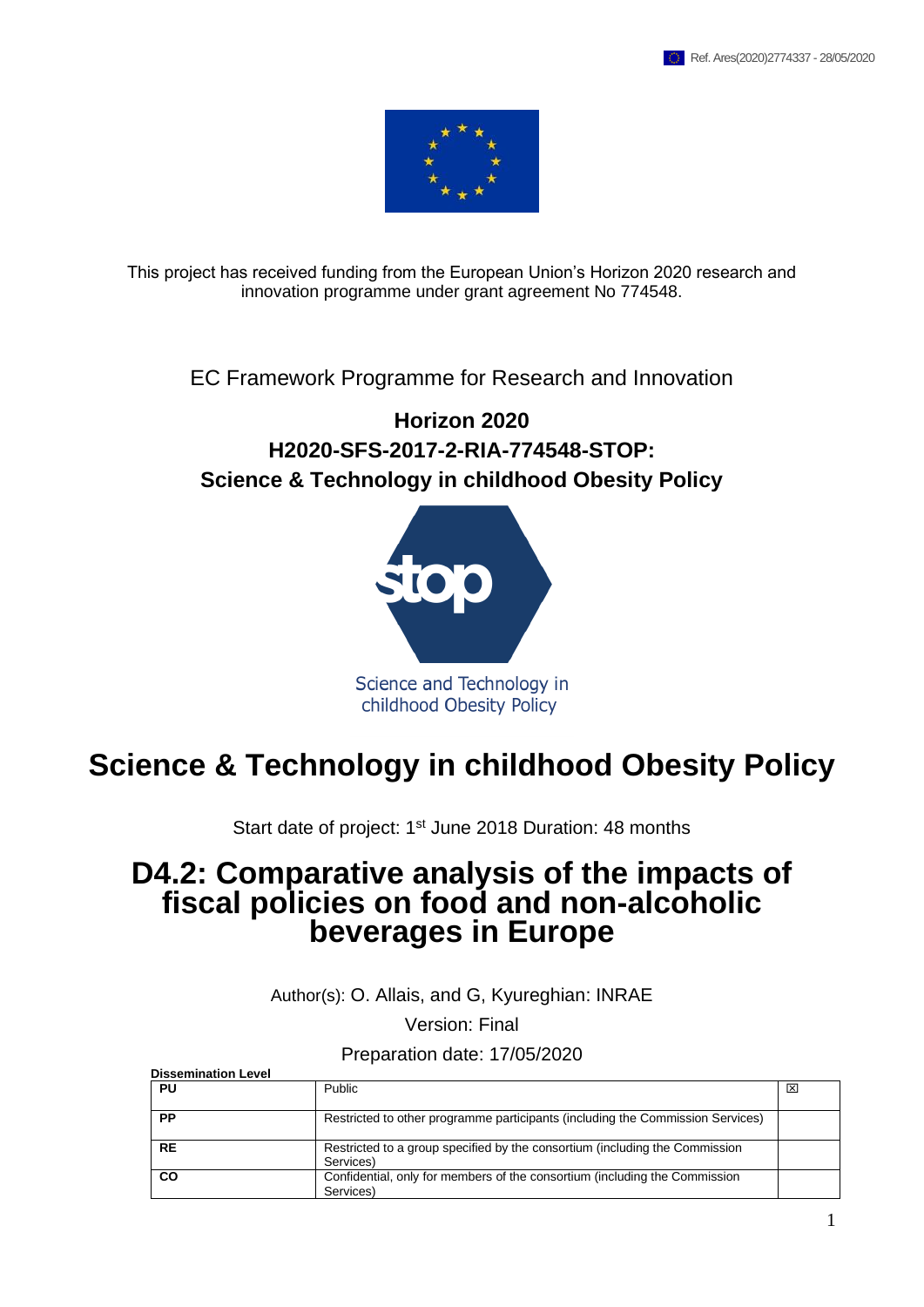Ref. Ares(2020)2774337 - 28/05/2020

This project has received funding from the European Union's Horizon 2020 research and innovation programme under grant agreement No 774548.

EC Framework Programme for Research and Innovation

**Horizon 2020**
**H2020-SFS-2017-2-RIA-774548-STOP:**
**Science & Technology in childhood Obesity Policy**

stop

Science and Technology in childhood Obesity Policy

# Science & Technology in childhood Obesity Policy

Start date of project: 1st June 2018 Duration: 48 months

# D4.2: Comparative analysis of the impacts of fiscal policies on food and non-alcoholic beverages in Europe

Author(s): O. Allais, and G, Kyureghian: INRAE

Version: Final

Preparation date: 17/05/2020

**Dissemination Level**

| | | |
|---|---|---|
| **PU** | Public | ☒ |
| **PP** | Restricted to other programme participants (including the Commission Services) | |
| **RE** | Restricted to a group specified by the consortium (including the Commission Services) | |
| **CO** | Confidential, only for members of the consortium (including the Commission Services) | |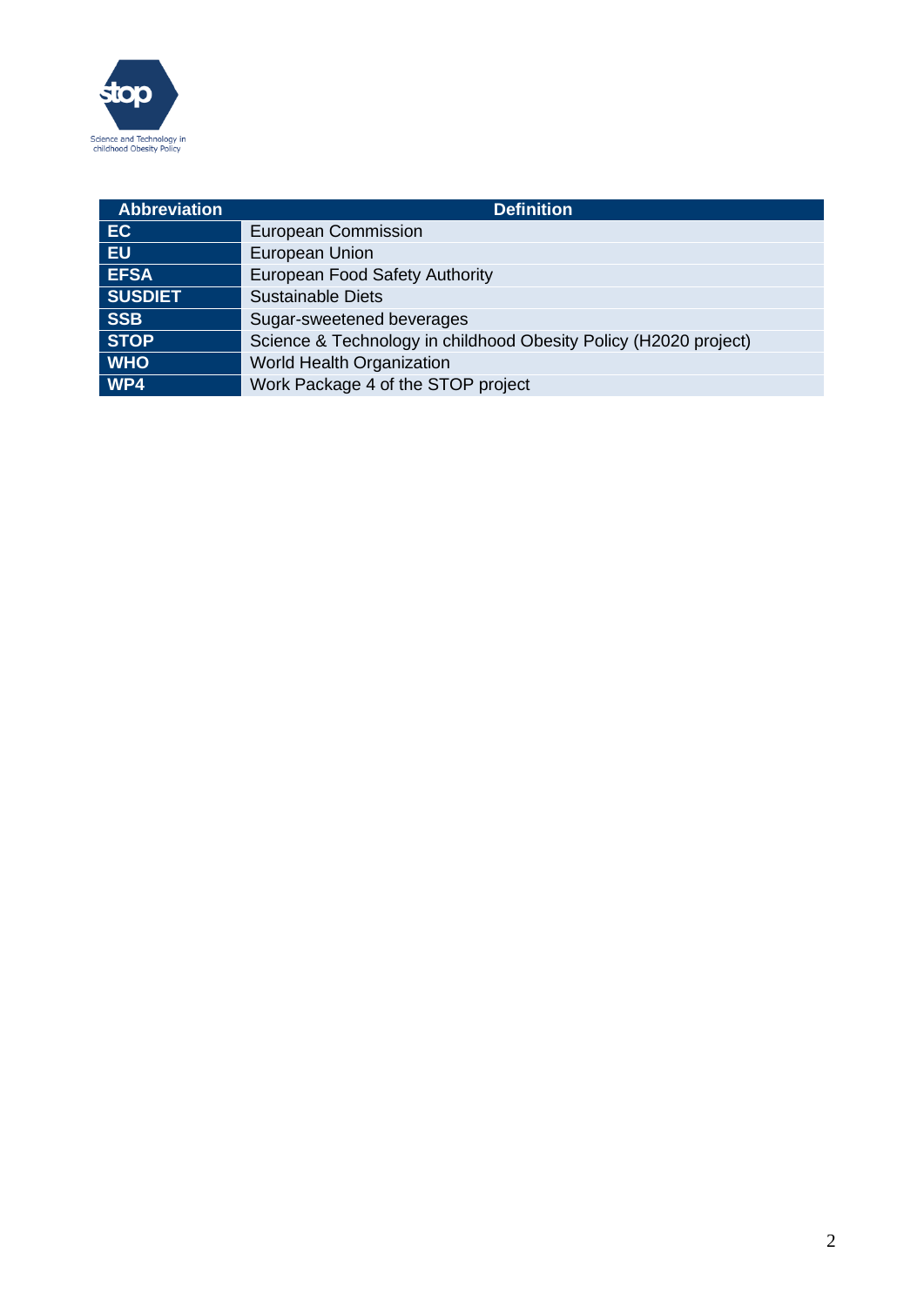| Abbreviation | Definition |
|---|---|
| EC | European Commission |
| EU | European Union |
| EFSA | European Food Safety Authority |
| SUSDIET | Sustainable Diets |
| SSB | Sugar-sweetened beverages |
| STOP | Science & Technology in childhood Obesity Policy (H2020 project) |
| WHO | World Health Organization |
| WP4 | Work Package 4 of the STOP project |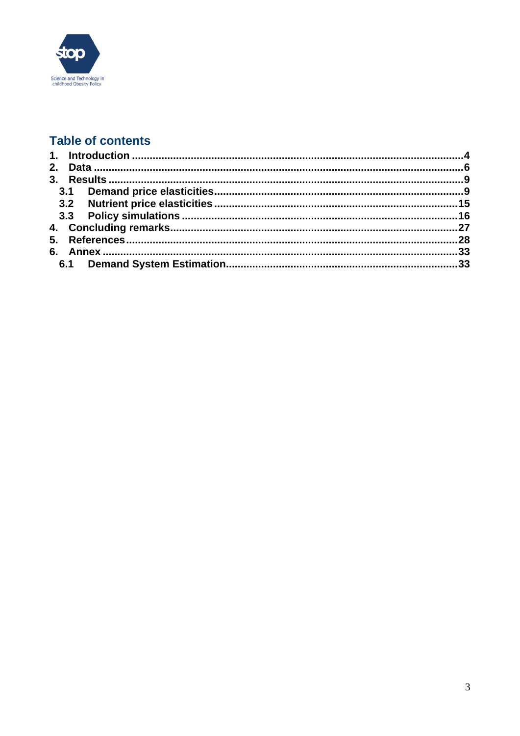## Table of contents

1. Introduction ....................................................................................................4
2. Data ................................................................................................................6
3. Results ............................................................................................................9
   - 3.1 Demand price elasticities .......................................................................9
   - 3.2 Nutrient price elasticities .......................................................................15
   - 3.3 Policy simulations ..................................................................................16
4. Concluding remarks .......................................................................................27
5. References .....................................................................................................28
6. Annex ............................................................................................................33
   - 6.1 Demand System Estimation ....................................................................33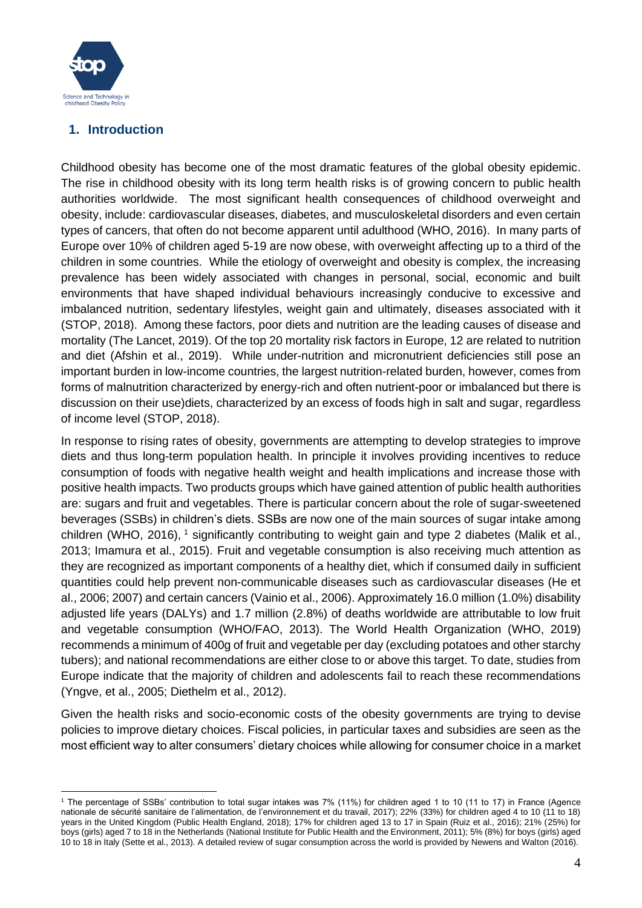## 1. Introduction

Childhood obesity has become one of the most dramatic features of the global obesity epidemic. The rise in childhood obesity with its long term health risks is of growing concern to public health authorities worldwide. The most significant health consequences of childhood overweight and obesity, include: cardiovascular diseases, diabetes, and musculoskeletal disorders and even certain types of cancers, that often do not become apparent until adulthood (WHO, 2016). In many parts of Europe over 10% of children aged 5-19 are now obese, with overweight affecting up to a third of the children in some countries. While the etiology of overweight and obesity is complex, the increasing prevalence has been widely associated with changes in personal, social, economic and built environments that have shaped individual behaviours increasingly conducive to excessive and imbalanced nutrition, sedentary lifestyles, weight gain and ultimately, diseases associated with it (STOP, 2018). Among these factors, poor diets and nutrition are the leading causes of disease and mortality (The Lancet, 2019). Of the top 20 mortality risk factors in Europe, 12 are related to nutrition and diet (Afshin et al., 2019). While under-nutrition and micronutrient deficiencies still pose an important burden in low-income countries, the largest nutrition-related burden, however, comes from forms of malnutrition characterized by energy-rich and often nutrient-poor or imbalanced but there is discussion on their use)diets, characterized by an excess of foods high in salt and sugar, regardless of income level (STOP, 2018).

In response to rising rates of obesity, governments are attempting to develop strategies to improve diets and thus long-term population health. In principle it involves providing incentives to reduce consumption of foods with negative health weight and health implications and increase those with positive health impacts. Two products groups which have gained attention of public health authorities are: sugars and fruit and vegetables. There is particular concern about the role of sugar-sweetened beverages (SSBs) in children's diets. SSBs are now one of the main sources of sugar intake among children (WHO, 2016), [1] significantly contributing to weight gain and type 2 diabetes (Malik et al., 2013; Imamura et al., 2015). Fruit and vegetable consumption is also receiving much attention as they are recognized as important components of a healthy diet, which if consumed daily in sufficient quantities could help prevent non-communicable diseases such as cardiovascular diseases (He et al., 2006; 2007) and certain cancers (Vainio et al., 2006). Approximately 16.0 million (1.0%) disability adjusted life years (DALYs) and 1.7 million (2.8%) of deaths worldwide are attributable to low fruit and vegetable consumption (WHO/FAO, 2013). The World Health Organization (WHO, 2019) recommends a minimum of 400g of fruit and vegetable per day (excluding potatoes and other starchy tubers); and national recommendations are either close to or above this target. To date, studies from Europe indicate that the majority of children and adolescents fail to reach these recommendations (Yngve, et al., 2005; Diethelm et al., 2012).

Given the health risks and socio-economic costs of the obesity governments are trying to devise policies to improve dietary choices. Fiscal policies, in particular taxes and subsidies are seen as the most efficient way to alter consumers' dietary choices while allowing for consumer choice in a market

[1] The percentage of SSBs' contribution to total sugar intakes was 7% (11%) for children aged 1 to 10 (11 to 17) in France (Agence nationale de sécurité sanitaire de l'alimentation, de l'environnement et du travail, 2017); 22% (33%) for children aged 4 to 10 (11 to 18) years in the United Kingdom (Public Health England, 2018); 17% for children aged 13 to 17 in Spain (Ruiz et al., 2016); 21% (25%) for boys (girls) aged 7 to 18 in the Netherlands (National Institute for Public Health and the Environment, 2011); 5% (8%) for boys (girls) aged 10 to 18 in Italy (Sette et al., 2013). A detailed review of sugar consumption across the world is provided by Newens and Walton (2016).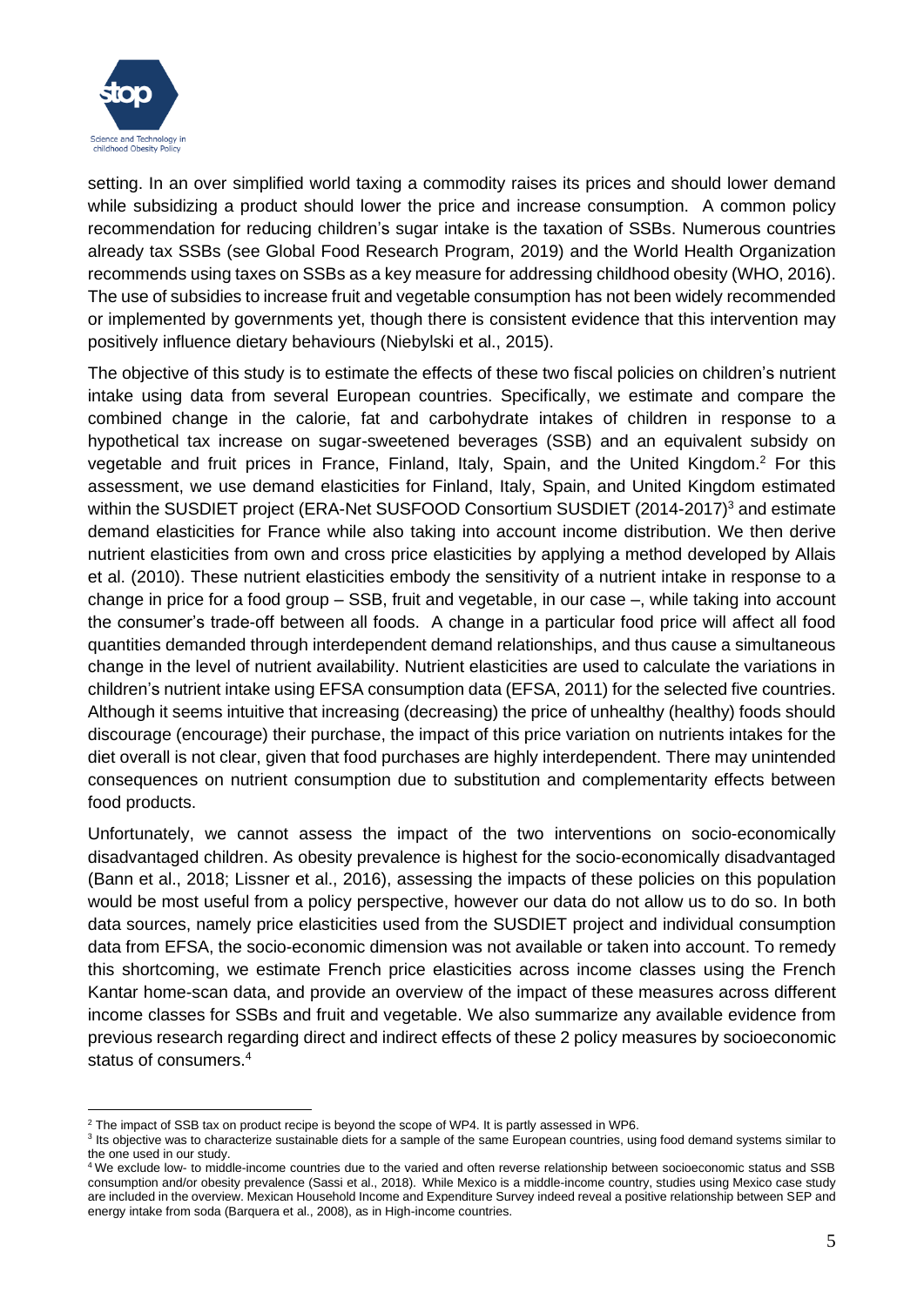setting. In an over simplified world taxing a commodity raises its prices and should lower demand while subsidizing a product should lower the price and increase consumption. A common policy recommendation for reducing children's sugar intake is the taxation of SSBs. Numerous countries already tax SSBs (see Global Food Research Program, 2019) and the World Health Organization recommends using taxes on SSBs as a key measure for addressing childhood obesity (WHO, 2016). The use of subsidies to increase fruit and vegetable consumption has not been widely recommended or implemented by governments yet, though there is consistent evidence that this intervention may positively influence dietary behaviours (Niebylski et al., 2015).

The objective of this study is to estimate the effects of these two fiscal policies on children's nutrient intake using data from several European countries. Specifically, we estimate and compare the combined change in the calorie, fat and carbohydrate intakes of children in response to a hypothetical tax increase on sugar-sweetened beverages (SSB) and an equivalent subsidy on vegetable and fruit prices in France, Finland, Italy, Spain, and the United Kingdom.[2] For this assessment, we use demand elasticities for Finland, Italy, Spain, and United Kingdom estimated within the SUSDIET project (ERA-Net SUSFOOD Consortium SUSDIET (2014-2017)[3] and estimate demand elasticities for France while also taking into account income distribution. We then derive nutrient elasticities from own and cross price elasticities by applying a method developed by Allais et al. (2010). These nutrient elasticities embody the sensitivity of a nutrient intake in response to a change in price for a food group – SSB, fruit and vegetable, in our case –, while taking into account the consumer's trade-off between all foods. A change in a particular food price will affect all food quantities demanded through interdependent demand relationships, and thus cause a simultaneous change in the level of nutrient availability. Nutrient elasticities are used to calculate the variations in children's nutrient intake using EFSA consumption data (EFSA, 2011) for the selected five countries. Although it seems intuitive that increasing (decreasing) the price of unhealthy (healthy) foods should discourage (encourage) their purchase, the impact of this price variation on nutrients intakes for the diet overall is not clear, given that food purchases are highly interdependent. There may unintended consequences on nutrient consumption due to substitution and complementarity effects between food products.

Unfortunately, we cannot assess the impact of the two interventions on socio-economically disadvantaged children. As obesity prevalence is highest for the socio-economically disadvantaged (Bann et al., 2018; Lissner et al., 2016), assessing the impacts of these policies on this population would be most useful from a policy perspective, however our data do not allow us to do so. In both data sources, namely price elasticities used from the SUSDIET project and individual consumption data from EFSA, the socio-economic dimension was not available or taken into account. To remedy this shortcoming, we estimate French price elasticities across income classes using the French Kantar home-scan data, and provide an overview of the impact of these measures across different income classes for SSBs and fruit and vegetable. We also summarize any available evidence from previous research regarding direct and indirect effects of these 2 policy measures by socioeconomic status of consumers.[4]

---

[2] The impact of SSB tax on product recipe is beyond the scope of WP4. It is partly assessed in WP6.

[3] Its objective was to characterize sustainable diets for a sample of the same European countries, using food demand systems similar to the one used in our study.

[4] We exclude low- to middle-income countries due to the varied and often reverse relationship between socioeconomic status and SSB consumption and/or obesity prevalence (Sassi et al., 2018). While Mexico is a middle-income country, studies using Mexico case study are included in the overview. Mexican Household Income and Expenditure Survey indeed reveal a positive relationship between SEP and energy intake from soda (Barquera et al., 2008), as in High-income countries.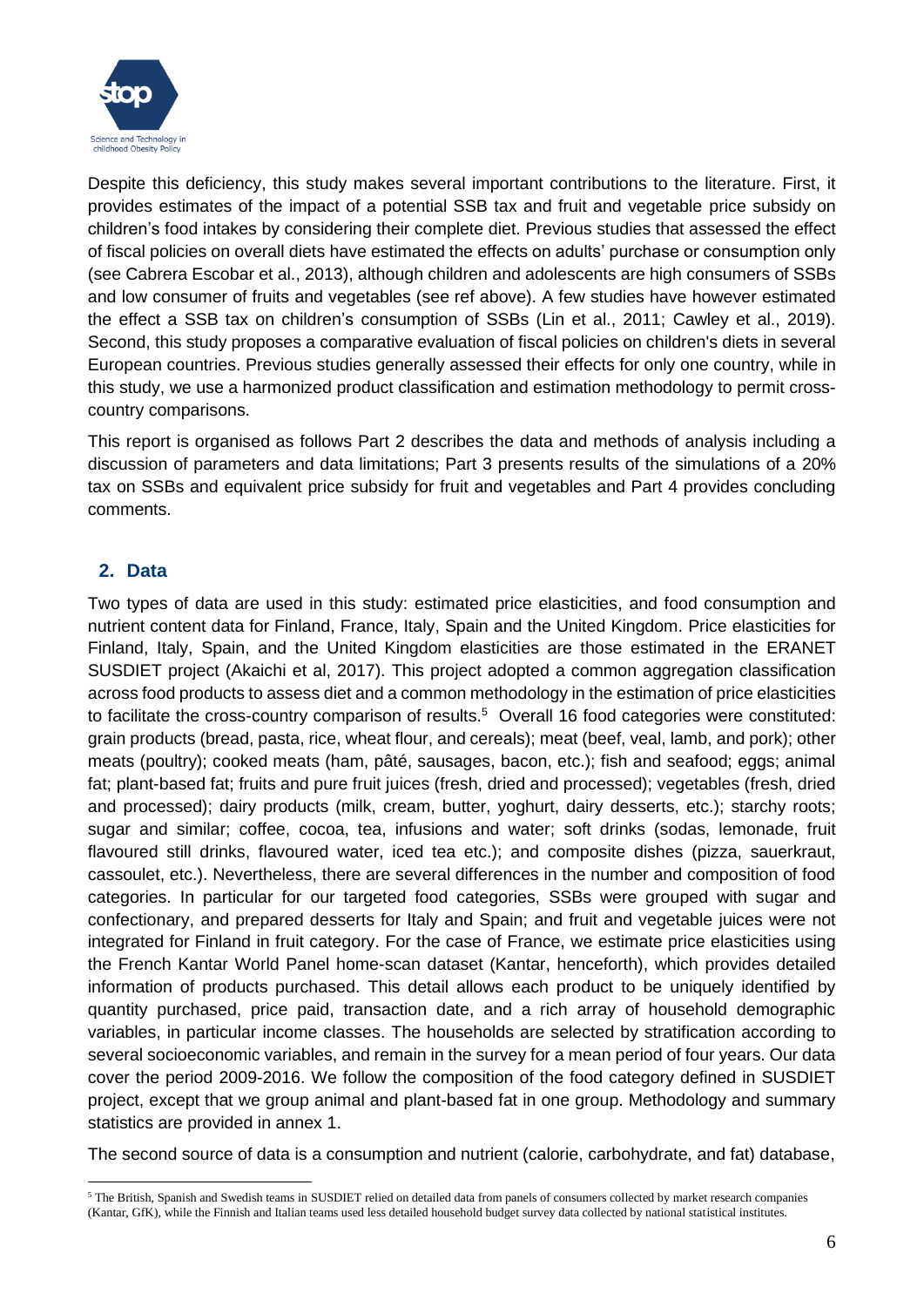Despite this deficiency, this study makes several important contributions to the literature. First, it provides estimates of the impact of a potential SSB tax and fruit and vegetable price subsidy on children's food intakes by considering their complete diet. Previous studies that assessed the effect of fiscal policies on overall diets have estimated the effects on adults' purchase or consumption only (see Cabrera Escobar et al., 2013), although children and adolescents are high consumers of SSBs and low consumer of fruits and vegetables (see ref above). A few studies have however estimated the effect a SSB tax on children's consumption of SSBs (Lin et al., 2011; Cawley et al., 2019). Second, this study proposes a comparative evaluation of fiscal policies on children's diets in several European countries. Previous studies generally assessed their effects for only one country, while in this study, we use a harmonized product classification and estimation methodology to permit cross-country comparisons.

This report is organised as follows Part 2 describes the data and methods of analysis including a discussion of parameters and data limitations; Part 3 presents results of the simulations of a 20% tax on SSBs and equivalent price subsidy for fruit and vegetables and Part 4 provides concluding comments.

## 2. Data

Two types of data are used in this study: estimated price elasticities, and food consumption and nutrient content data for Finland, France, Italy, Spain and the United Kingdom. Price elasticities for Finland, Italy, Spain, and the United Kingdom elasticities are those estimated in the ERANET SUSDIET project (Akaichi et al, 2017). This project adopted a common aggregation classification across food products to assess diet and a common methodology in the estimation of price elasticities to facilitate the cross-country comparison of results.[5] Overall 16 food categories were constituted: grain products (bread, pasta, rice, wheat flour, and cereals); meat (beef, veal, lamb, and pork); other meats (poultry); cooked meats (ham, pâté, sausages, bacon, etc.); fish and seafood; eggs; animal fat; plant-based fat; fruits and pure fruit juices (fresh, dried and processed); vegetables (fresh, dried and processed); dairy products (milk, cream, butter, yoghurt, dairy desserts, etc.); starchy roots; sugar and similar; coffee, cocoa, tea, infusions and water; soft drinks (sodas, lemonade, fruit flavoured still drinks, flavoured water, iced tea etc.); and composite dishes (pizza, sauerkraut, cassoulet, etc.). Nevertheless, there are several differences in the number and composition of food categories. In particular for our targeted food categories, SSBs were grouped with sugar and confectionary, and prepared desserts for Italy and Spain; and fruit and vegetable juices were not integrated for Finland in fruit category. For the case of France, we estimate price elasticities using the French Kantar World Panel home-scan dataset (Kantar, henceforth), which provides detailed information of products purchased. This detail allows each product to be uniquely identified by quantity purchased, price paid, transaction date, and a rich array of household demographic variables, in particular income classes. The households are selected by stratification according to several socioeconomic variables, and remain in the survey for a mean period of four years. Our data cover the period 2009-2016. We follow the composition of the food category defined in SUSDIET project, except that we group animal and plant-based fat in one group. Methodology and summary statistics are provided in annex 1.

The second source of data is a consumption and nutrient (calorie, carbohydrate, and fat) database,

[5] The British, Spanish and Swedish teams in SUSDIET relied on detailed data from panels of consumers collected by market research companies (Kantar, GfK), while the Finnish and Italian teams used less detailed household budget survey data collected by national statistical institutes.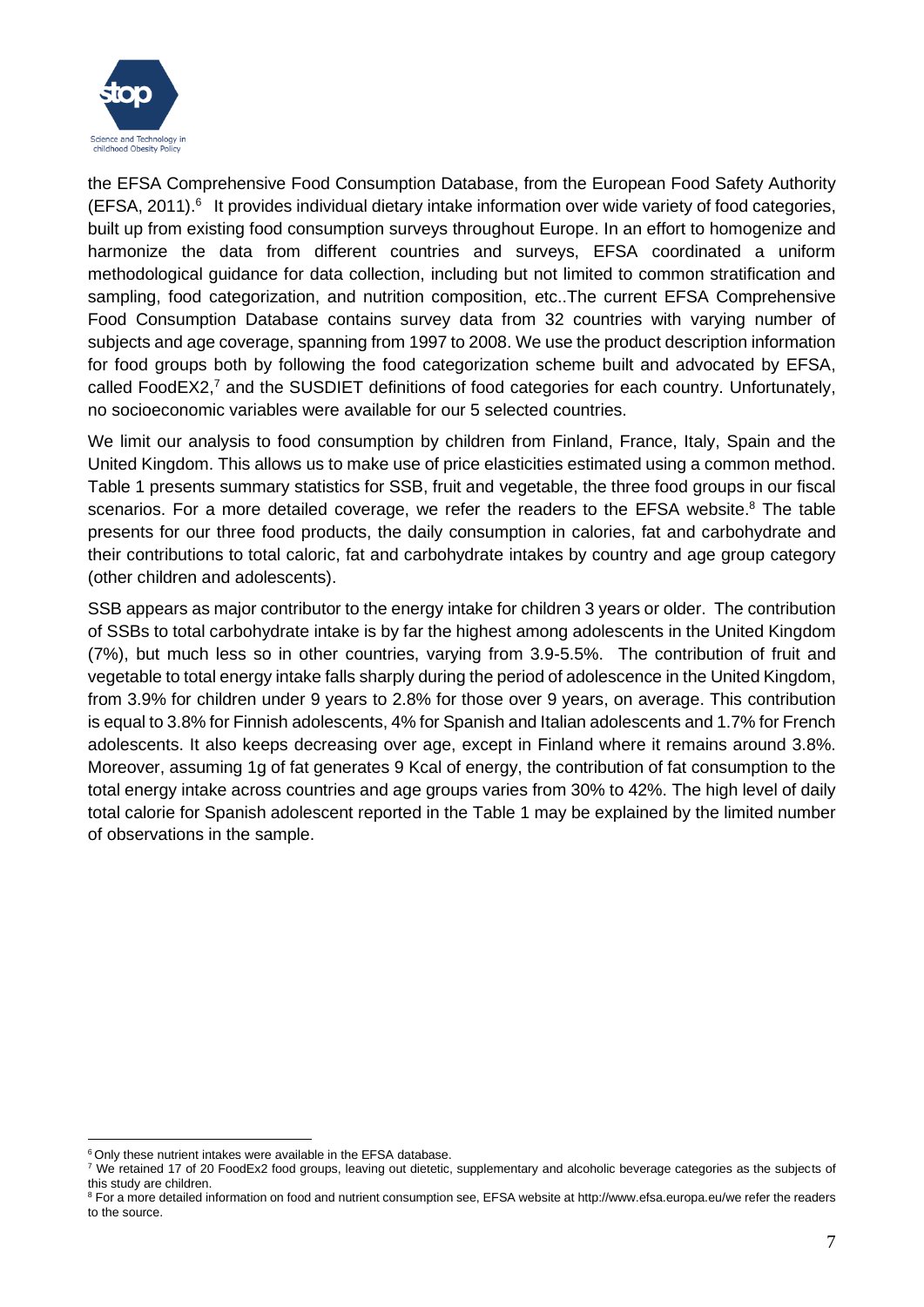the EFSA Comprehensive Food Consumption Database, from the European Food Safety Authority (EFSA, 2011).[6] It provides individual dietary intake information over wide variety of food categories, built up from existing food consumption surveys throughout Europe. In an effort to homogenize and harmonize the data from different countries and surveys, EFSA coordinated a uniform methodological guidance for data collection, including but not limited to common stratification and sampling, food categorization, and nutrition composition, etc..The current EFSA Comprehensive Food Consumption Database contains survey data from 32 countries with varying number of subjects and age coverage, spanning from 1997 to 2008. We use the product description information for food groups both by following the food categorization scheme built and advocated by EFSA, called FoodEX2,[7] and the SUSDIET definitions of food categories for each country. Unfortunately, no socioeconomic variables were available for our 5 selected countries.

We limit our analysis to food consumption by children from Finland, France, Italy, Spain and the United Kingdom. This allows us to make use of price elasticities estimated using a common method. Table 1 presents summary statistics for SSB, fruit and vegetable, the three food groups in our fiscal scenarios. For a more detailed coverage, we refer the readers to the EFSA website.[8] The table presents for our three food products, the daily consumption in calories, fat and carbohydrate and their contributions to total caloric, fat and carbohydrate intakes by country and age group category (other children and adolescents).

SSB appears as major contributor to the energy intake for children 3 years or older. The contribution of SSBs to total carbohydrate intake is by far the highest among adolescents in the United Kingdom (7%), but much less so in other countries, varying from 3.9-5.5%. The contribution of fruit and vegetable to total energy intake falls sharply during the period of adolescence in the United Kingdom, from 3.9% for children under 9 years to 2.8% for those over 9 years, on average. This contribution is equal to 3.8% for Finnish adolescents, 4% for Spanish and Italian adolescents and 1.7% for French adolescents. It also keeps decreasing over age, except in Finland where it remains around 3.8%. Moreover, assuming 1g of fat generates 9 Kcal of energy, the contribution of fat consumption to the total energy intake across countries and age groups varies from 30% to 42%. The high level of daily total calorie for Spanish adolescent reported in the Table 1 may be explained by the limited number of observations in the sample.

---

[6] Only these nutrient intakes were available in the EFSA database.

[7] We retained 17 of 20 FoodEx2 food groups, leaving out dietetic, supplementary and alcoholic beverage categories as the subjects of this study are children.

[8] For a more detailed information on food and nutrient consumption see, EFSA website at http://www.efsa.europa.eu/we refer the readers to the source.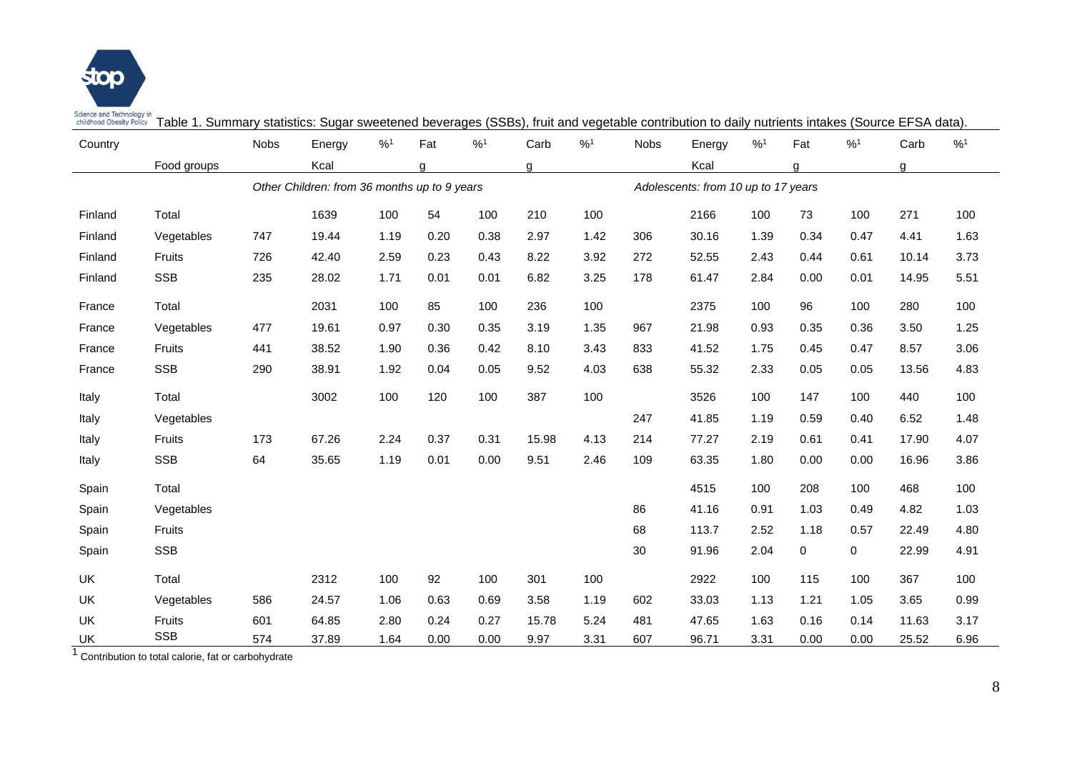Table 1. Summary statistics: Sugar sweetened beverages (SSBs), fruit and vegetable contribution to daily nutrients intakes (Source EFSA data).

| Country | | Nobs | Energy | %[1] | Fat | %[1] | Carb | %[1] | Nobs | Energy | %[1] | Fat | %[1] | Carb | %[1] |
|---|---|---|---|---|---|---|---|---|---|---|---|---|---|---|---|
| | Food groups | | Kcal | | g | | g | | | Kcal | | g | | g | |
| | | *Other Children: from 36 months up to 9 years* | | | | | | | *Adolescents: from 10 up to 17 years* | | | | | | |
| Finland | Total | | 1639 | 100 | 54 | 100 | 210 | 100 | | 2166 | 100 | 73 | 100 | 271 | 100 |
| Finland | Vegetables | 747 | 19.44 | 1.19 | 0.20 | 0.38 | 2.97 | 1.42 | 306 | 30.16 | 1.39 | 0.34 | 0.47 | 4.41 | 1.63 |
| Finland | Fruits | 726 | 42.40 | 2.59 | 0.23 | 0.43 | 8.22 | 3.92 | 272 | 52.55 | 2.43 | 0.44 | 0.61 | 10.14 | 3.73 |
| Finland | SSB | 235 | 28.02 | 1.71 | 0.01 | 0.01 | 6.82 | 3.25 | 178 | 61.47 | 2.84 | 0.00 | 0.01 | 14.95 | 5.51 |
| France | Total | | 2031 | 100 | 85 | 100 | 236 | 100 | | 2375 | 100 | 96 | 100 | 280 | 100 |
| France | Vegetables | 477 | 19.61 | 0.97 | 0.30 | 0.35 | 3.19 | 1.35 | 967 | 21.98 | 0.93 | 0.35 | 0.36 | 3.50 | 1.25 |
| France | Fruits | 441 | 38.52 | 1.90 | 0.36 | 0.42 | 8.10 | 3.43 | 833 | 41.52 | 1.75 | 0.45 | 0.47 | 8.57 | 3.06 |
| France | SSB | 290 | 38.91 | 1.92 | 0.04 | 0.05 | 9.52 | 4.03 | 638 | 55.32 | 2.33 | 0.05 | 0.05 | 13.56 | 4.83 |
| Italy | Total | | 3002 | 100 | 120 | 100 | 387 | 100 | | 3526 | 100 | 147 | 100 | 440 | 100 |
| Italy | Vegetables | | | | | | | | 247 | 41.85 | 1.19 | 0.59 | 0.40 | 6.52 | 1.48 |
| Italy | Fruits | 173 | 67.26 | 2.24 | 0.37 | 0.31 | 15.98 | 4.13 | 214 | 77.27 | 2.19 | 0.61 | 0.41 | 17.90 | 4.07 |
| Italy | SSB | 64 | 35.65 | 1.19 | 0.01 | 0.00 | 9.51 | 2.46 | 109 | 63.35 | 1.80 | 0.00 | 0.00 | 16.96 | 3.86 |
| Spain | Total | | | | | | | | | 4515 | 100 | 208 | 100 | 468 | 100 |
| Spain | Vegetables | | | | | | | | 86 | 41.16 | 0.91 | 1.03 | 0.49 | 4.82 | 1.03 |
| Spain | Fruits | | | | | | | | 68 | 113.7 | 2.52 | 1.18 | 0.57 | 22.49 | 4.80 |
| Spain | SSB | | | | | | | | 30 | 91.96 | 2.04 | 0 | 0 | 22.99 | 4.91 |
| UK | Total | | 2312 | 100 | 92 | 100 | 301 | 100 | | 2922 | 100 | 115 | 100 | 367 | 100 |
| UK | Vegetables | 586 | 24.57 | 1.06 | 0.63 | 0.69 | 3.58 | 1.19 | 602 | 33.03 | 1.13 | 1.21 | 1.05 | 3.65 | 0.99 |
| UK | Fruits | 601 | 64.85 | 2.80 | 0.24 | 0.27 | 15.78 | 5.24 | 481 | 47.65 | 1.63 | 0.16 | 0.14 | 11.63 | 3.17 |
| UK | SSB | 574 | 37.89 | 1.64 | 0.00 | 0.00 | 9.97 | 3.31 | 607 | 96.71 | 3.31 | 0.00 | 0.00 | 25.52 | 6.96 |

[1] Contribution to total calorie, fat or carbohydrate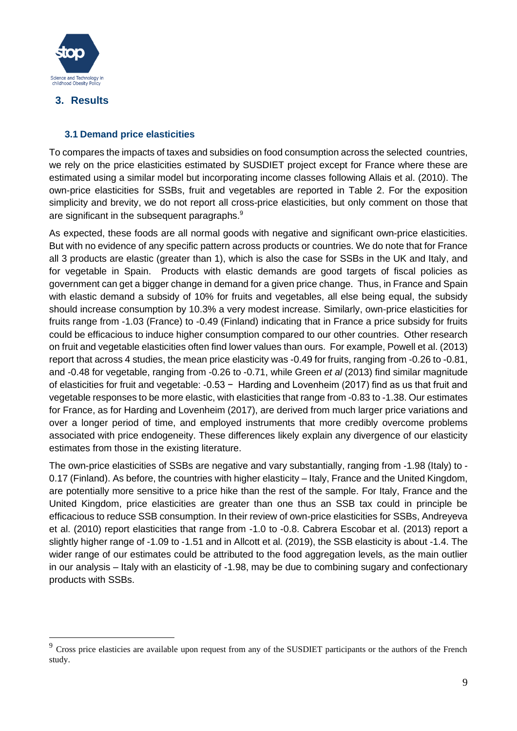## 3. Results

### 3.1 Demand price elasticities

To compares the impacts of taxes and subsidies on food consumption across the selected countries, we rely on the price elasticities estimated by SUSDIET project except for France where these are estimated using a similar model but incorporating income classes following Allais et al. (2010). The own-price elasticities for SSBs, fruit and vegetables are reported in Table 2. For the exposition simplicity and brevity, we do not report all cross-price elasticities, but only comment on those that are significant in the subsequent paragraphs.[9]

As expected, these foods are all normal goods with negative and significant own-price elasticities. But with no evidence of any specific pattern across products or countries. We do note that for France all 3 products are elastic (greater than 1), which is also the case for SSBs in the UK and Italy, and for vegetable in Spain. Products with elastic demands are good targets of fiscal policies as government can get a bigger change in demand for a given price change. Thus, in France and Spain with elastic demand a subsidy of 10% for fruits and vegetables, all else being equal, the subsidy should increase consumption by 10.3% a very modest increase. Similarly, own-price elasticities for fruits range from -1.03 (France) to -0.49 (Finland) indicating that in France a price subsidy for fruits could be efficacious to induce higher consumption compared to our other countries. Other research on fruit and vegetable elasticities often find lower values than ours. For example, Powell et al. (2013) report that across 4 studies, the mean price elasticity was -0.49 for fruits, ranging from -0.26 to -0.81, and -0.48 for vegetable, ranging from -0.26 to -0.71, while Green *et al* (2013) find similar magnitude of elasticities for fruit and vegetable: -0.53 − Harding and Lovenheim (2017) find as us that fruit and vegetable responses to be more elastic, with elasticities that range from -0.83 to -1.38. Our estimates for France, as for Harding and Lovenheim (2017), are derived from much larger price variations and over a longer period of time, and employed instruments that more credibly overcome problems associated with price endogeneity. These differences likely explain any divergence of our elasticity estimates from those in the existing literature.

The own-price elasticities of SSBs are negative and vary substantially, ranging from -1.98 (Italy) to -0.17 (Finland). As before, the countries with higher elasticity – Italy, France and the United Kingdom, are potentially more sensitive to a price hike than the rest of the sample. For Italy, France and the United Kingdom, price elasticities are greater than one thus an SSB tax could in principle be efficacious to reduce SSB consumption. In their review of own-price elasticities for SSBs, Andreyeva et al. (2010) report elasticities that range from -1.0 to -0.8. Cabrera Escobar et al. (2013) report a slightly higher range of -1.09 to -1.51 and in Allcott et al. (2019), the SSB elasticity is about -1.4. The wider range of our estimates could be attributed to the food aggregation levels, as the main outlier in our analysis – Italy with an elasticity of -1.98, may be due to combining sugary and confectionary products with SSBs.

---

[9] Cross price elasticies are available upon request from any of the SUSDIET participants or the authors of the French study.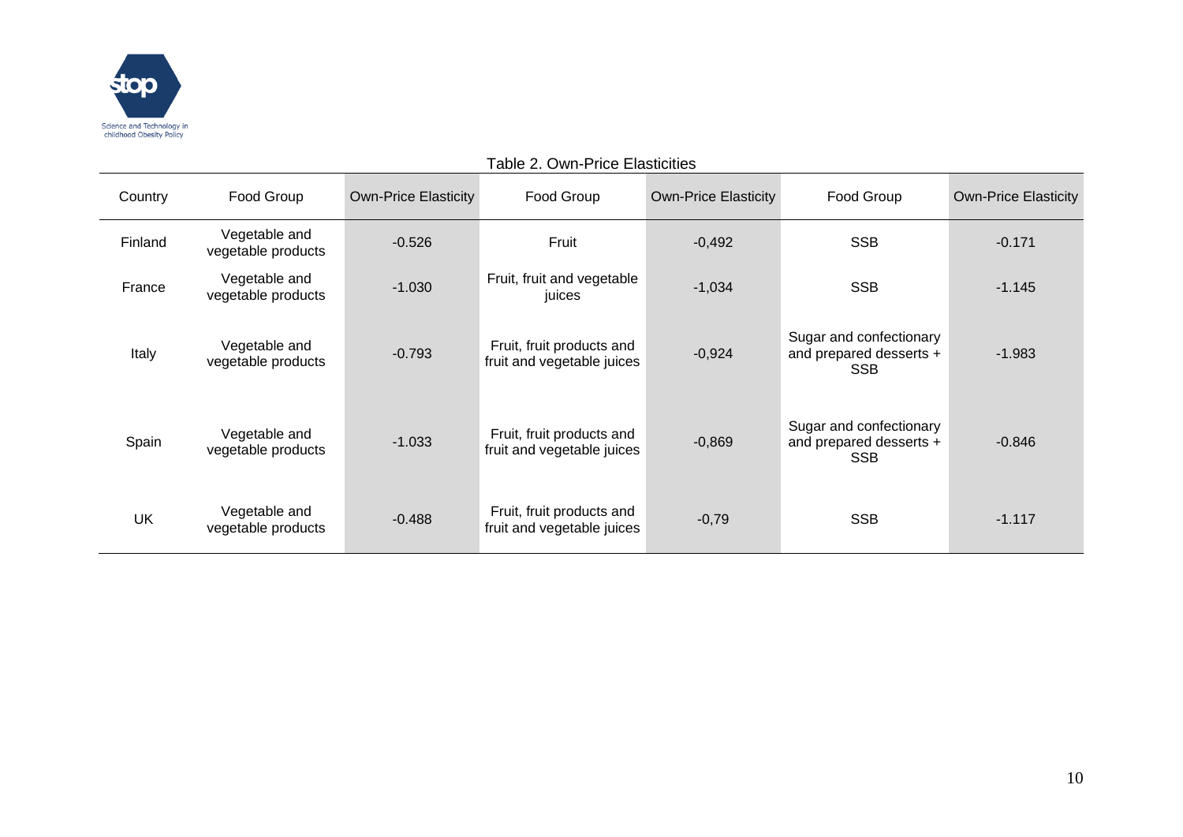Table 2. Own-Price Elasticities

| Country | Food Group | Own-Price Elasticity | Food Group | Own-Price Elasticity | Food Group | Own-Price Elasticity |
|---|---|---|---|---|---|---|
| Finland | Vegetable and vegetable products | -0.526 | Fruit | -0,492 | SSB | -0.171 |
| France | Vegetable and vegetable products | -1.030 | Fruit, fruit and vegetable juices | -1,034 | SSB | -1.145 |
| Italy | Vegetable and vegetable products | -0.793 | Fruit, fruit products and fruit and vegetable juices | -0,924 | Sugar and confectionary and prepared desserts + SSB | -1.983 |
| Spain | Vegetable and vegetable products | -1.033 | Fruit, fruit products and fruit and vegetable juices | -0,869 | Sugar and confectionary and prepared desserts + SSB | -0.846 |
| UK | Vegetable and vegetable products | -0.488 | Fruit, fruit products and fruit and vegetable juices | -0,79 | SSB | -1.117 |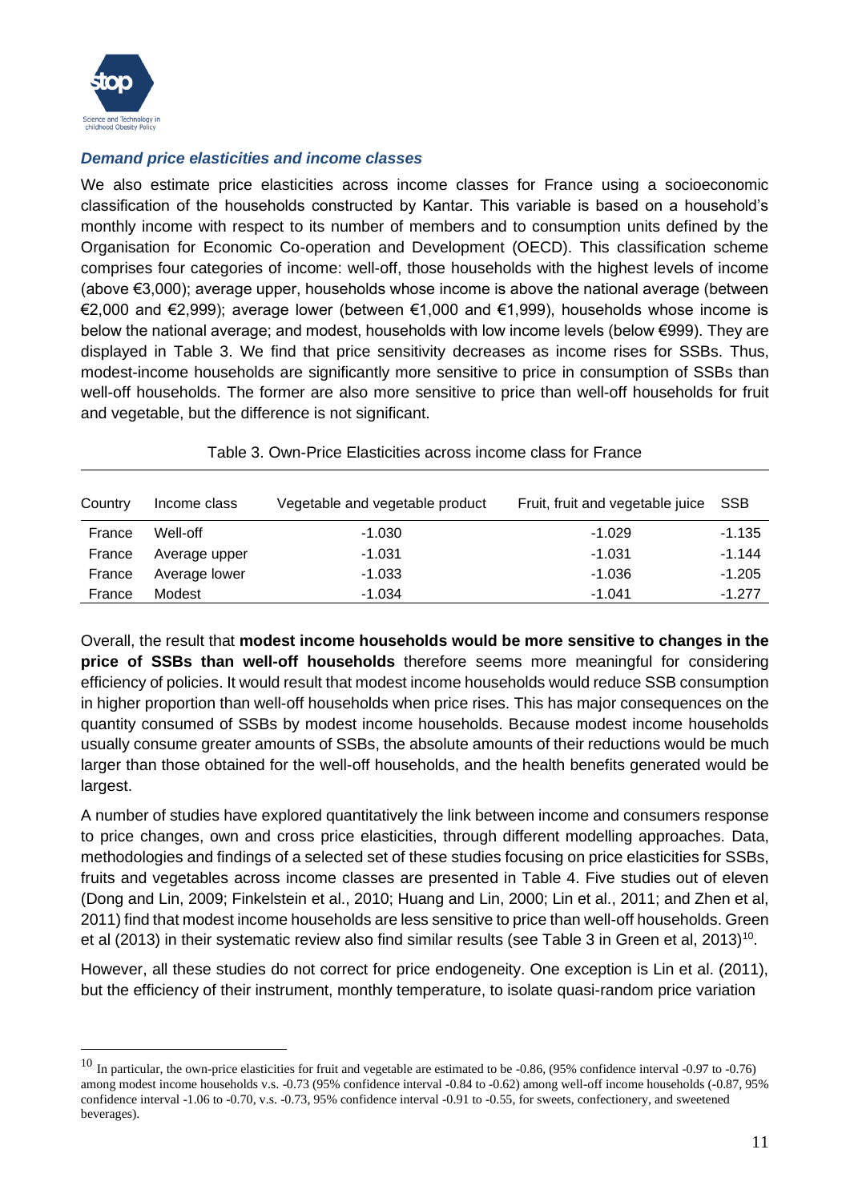### *Demand price elasticities and income classes*

We also estimate price elasticities across income classes for France using a socioeconomic classification of the households constructed by Kantar. This variable is based on a household's monthly income with respect to its number of members and to consumption units defined by the Organisation for Economic Co-operation and Development (OECD). This classification scheme comprises four categories of income: well-off, those households with the highest levels of income (above €3,000); average upper, households whose income is above the national average (between €2,000 and €2,999); average lower (between €1,000 and €1,999), households whose income is below the national average; and modest, households with low income levels (below €999). They are displayed in Table 3. We find that price sensitivity decreases as income rises for SSBs. Thus, modest-income households are significantly more sensitive to price in consumption of SSBs than well-off households. The former are also more sensitive to price than well-off households for fruit and vegetable, but the difference is not significant.

Table 3. Own-Price Elasticities across income class for France

| Country | Income class | Vegetable and vegetable product | Fruit, fruit and vegetable juice | SSB |
|---|---|---|---|---|
| France | Well-off | -1.030 | -1.029 | -1.135 |
| France | Average upper | -1.031 | -1.031 | -1.144 |
| France | Average lower | -1.033 | -1.036 | -1.205 |
| France | Modest | -1.034 | -1.041 | -1.277 |

Overall, the result that **modest income households would be more sensitive to changes in the price of SSBs than well-off households** therefore seems more meaningful for considering efficiency of policies. It would result that modest income households would reduce SSB consumption in higher proportion than well-off households when price rises. This has major consequences on the quantity consumed of SSBs by modest income households. Because modest income households usually consume greater amounts of SSBs, the absolute amounts of their reductions would be much larger than those obtained for the well-off households, and the health benefits generated would be largest.

A number of studies have explored quantitatively the link between income and consumers response to price changes, own and cross price elasticities, through different modelling approaches. Data, methodologies and findings of a selected set of these studies focusing on price elasticities for SSBs, fruits and vegetables across income classes are presented in Table 4. Five studies out of eleven (Dong and Lin, 2009; Finkelstein et al., 2010; Huang and Lin, 2000; Lin et al., 2011; and Zhen et al, 2011) find that modest income households are less sensitive to price than well-off households. Green et al (2013) in their systematic review also find similar results (see Table 3 in Green et al, 2013)[10].

However, all these studies do not correct for price endogeneity. One exception is Lin et al. (2011), but the efficiency of their instrument, monthly temperature, to isolate quasi-random price variation

[10] In particular, the own-price elasticities for fruit and vegetable are estimated to be -0.86, (95% confidence interval -0.97 to -0.76) among modest income households v.s. -0.73 (95% confidence interval -0.84 to -0.62) among well-off income households (-0.87, 95% confidence interval -1.06 to -0.70, v.s. -0.73, 95% confidence interval -0.91 to -0.55, for sweets, confectionery, and sweetened beverages).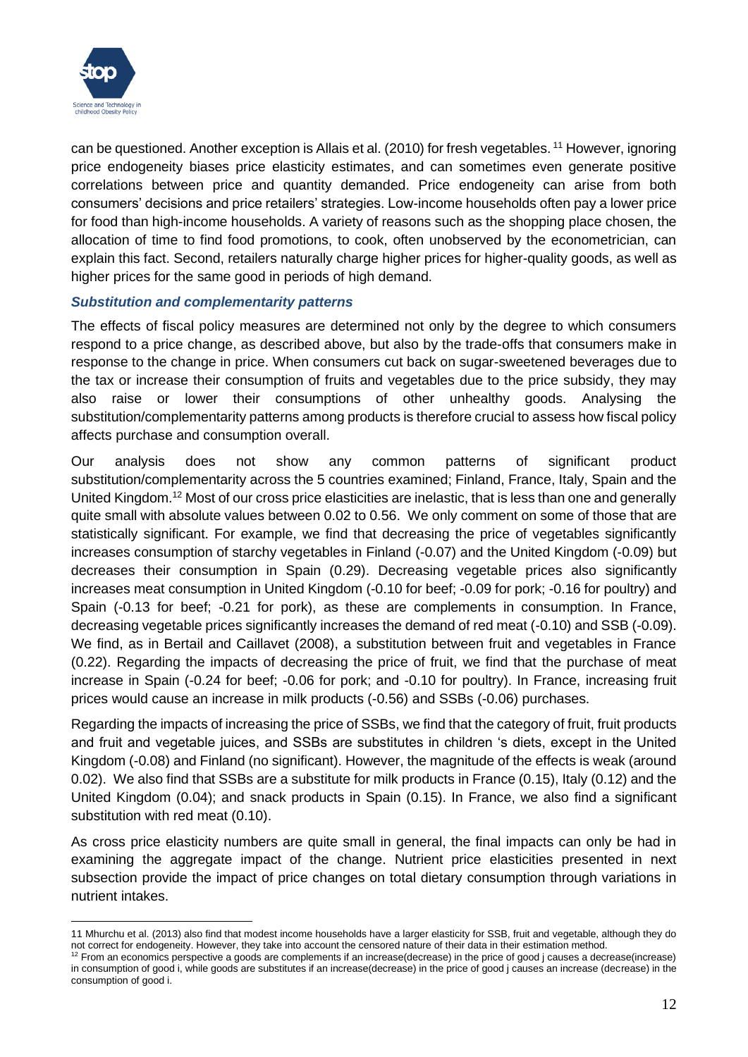can be questioned. Another exception is Allais et al. (2010) for fresh vegetables.[11] However, ignoring price endogeneity biases price elasticity estimates, and can sometimes even generate positive correlations between price and quantity demanded. Price endogeneity can arise from both consumers' decisions and price retailers' strategies. Low-income households often pay a lower price for food than high-income households. A variety of reasons such as the shopping place chosen, the allocation of time to find food promotions, to cook, often unobserved by the econometrician, can explain this fact. Second, retailers naturally charge higher prices for higher-quality goods, as well as higher prices for the same good in periods of high demand.

### *Substitution and complementarity patterns*

The effects of fiscal policy measures are determined not only by the degree to which consumers respond to a price change, as described above, but also by the trade-offs that consumers make in response to the change in price. When consumers cut back on sugar-sweetened beverages due to the tax or increase their consumption of fruits and vegetables due to the price subsidy, they may also raise or lower their consumptions of other unhealthy goods. Analysing the substitution/complementarity patterns among products is therefore crucial to assess how fiscal policy affects purchase and consumption overall.

Our analysis does not show any common patterns of significant product substitution/complementarity across the 5 countries examined; Finland, France, Italy, Spain and the United Kingdom.[12] Most of our cross price elasticities are inelastic, that is less than one and generally quite small with absolute values between 0.02 to 0.56. We only comment on some of those that are statistically significant. For example, we find that decreasing the price of vegetables significantly increases consumption of starchy vegetables in Finland (-0.07) and the United Kingdom (-0.09) but decreases their consumption in Spain (0.29). Decreasing vegetable prices also significantly increases meat consumption in United Kingdom (-0.10 for beef; -0.09 for pork; -0.16 for poultry) and Spain (-0.13 for beef; -0.21 for pork), as these are complements in consumption. In France, decreasing vegetable prices significantly increases the demand of red meat (-0.10) and SSB (-0.09). We find, as in Bertail and Caillavet (2008), a substitution between fruit and vegetables in France (0.22). Regarding the impacts of decreasing the price of fruit, we find that the purchase of meat increase in Spain (-0.24 for beef; -0.06 for pork; and -0.10 for poultry). In France, increasing fruit prices would cause an increase in milk products (-0.56) and SSBs (-0.06) purchases.

Regarding the impacts of increasing the price of SSBs, we find that the category of fruit, fruit products and fruit and vegetable juices, and SSBs are substitutes in children 's diets, except in the United Kingdom (-0.08) and Finland (no significant). However, the magnitude of the effects is weak (around 0.02). We also find that SSBs are a substitute for milk products in France (0.15), Italy (0.12) and the United Kingdom (0.04); and snack products in Spain (0.15). In France, we also find a significant substitution with red meat (0.10).

As cross price elasticity numbers are quite small in general, the final impacts can only be had in examining the aggregate impact of the change. Nutrient price elasticities presented in next subsection provide the impact of price changes on total dietary consumption through variations in nutrient intakes.

---

11 Mhurchu et al. (2013) also find that modest income households have a larger elasticity for SSB, fruit and vegetable, although they do not correct for endogeneity. However, they take into account the censored nature of their data in their estimation method.

12 From an economics perspective a goods are complements if an increase(decrease) in the price of good j causes a decrease(increase) in consumption of good i, while goods are substitutes if an increase(decrease) in the price of good j causes an increase (decrease) in the consumption of good i.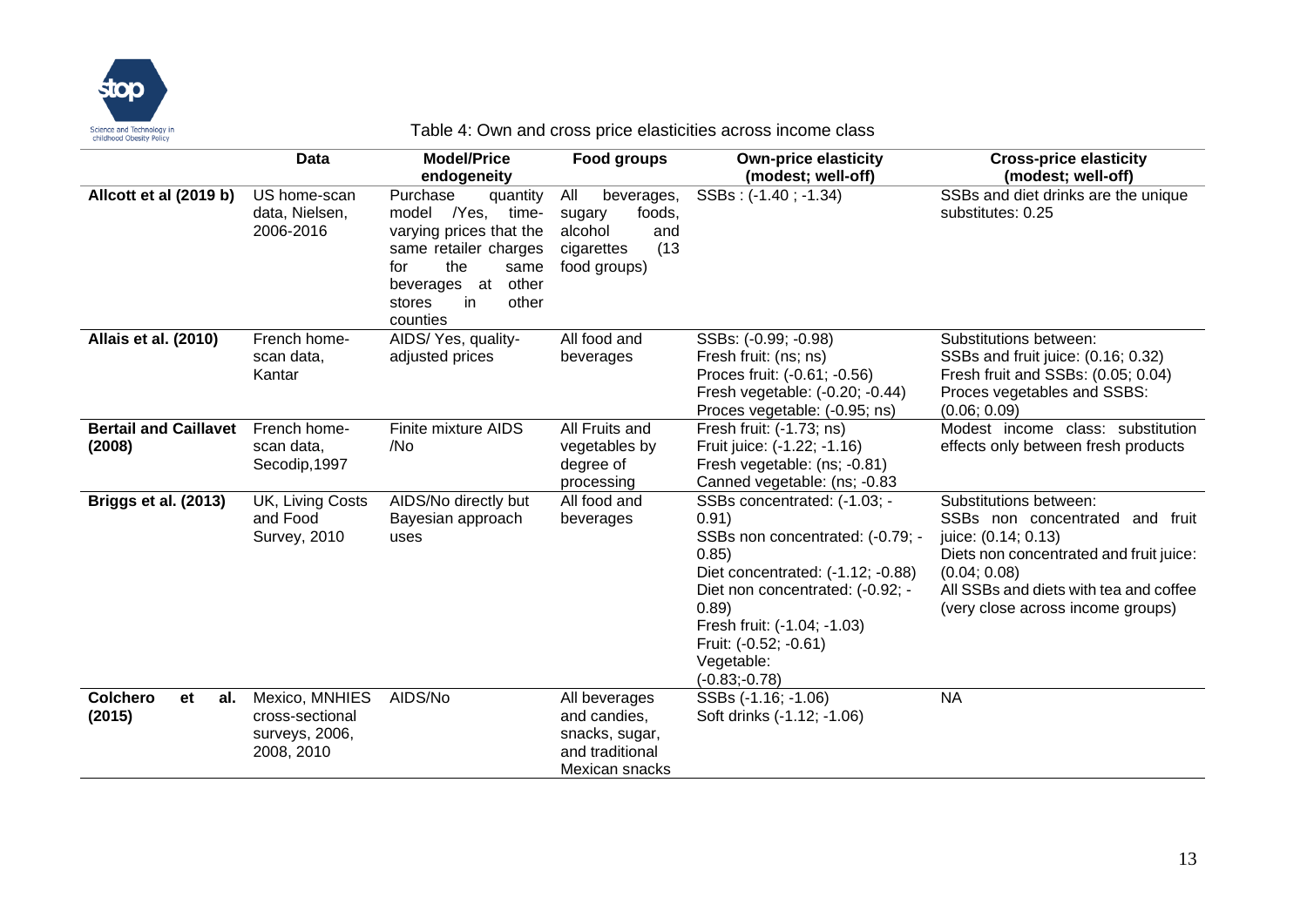Table 4: Own and cross price elasticities across income class

| | Data | Model/Price endogeneity | Food groups | Own-price elasticity (modest; well-off) | Cross-price elasticity (modest; well-off) |
|---|---|---|---|---|---|
| **Allcott et al (2019 b)** | US home-scan data, Nielsen, 2006-2016 | Purchase quantity model /Yes, time-varying prices that the same retailer charges for the same beverages at other stores in other counties | All beverages, sugary foods, alcohol and cigarettes (13 food groups) | SSBs : (-1.40 ; -1.34) | SSBs and diet drinks are the unique substitutes: 0.25 |
| **Allais et al. (2010)** | French home-scan data, Kantar | AIDS/ Yes, quality-adjusted prices | All food and beverages | SSBs: (-0.99; -0.98)<br>Fresh fruit: (ns; ns)<br>Proces fruit: (-0.61; -0.56)<br>Fresh vegetable: (-0.20; -0.44)<br>Proces vegetable: (-0.95; ns) | Substitutions between:<br>SSBs and fruit juice: (0.16; 0.32)<br>Fresh fruit and SSBs: (0.05; 0.04)<br>Proces vegetables and SSBS: (0.06; 0.09) |
| **Bertail and Caillavet (2008)** | French home-scan data, Secodip,1997 | Finite mixture AIDS /No | All Fruits and vegetables by degree of processing | Fresh fruit: (-1.73; ns)<br>Fruit juice: (-1.22; -1.16)<br>Fresh vegetable: (ns; -0.81)<br>Canned vegetable: (ns; -0.83 | Modest income class: substitution effects only between fresh products |
| **Briggs et al. (2013)** | UK, Living Costs and Food Survey, 2010 | AIDS/No directly but Bayesian approach uses | All food and beverages | SSBs concentrated: (-1.03; -0.91)<br>SSBs non concentrated: (-0.79; -0.85)<br>Diet concentrated: (-1.12; -0.88)<br>Diet non concentrated: (-0.92; -0.89)<br>Fresh fruit: (-1.04; -1.03)<br>Fruit: (-0.52; -0.61)<br>Vegetable:<br>(-0.83;-0.78) | Substitutions between:<br>SSBs non concentrated and fruit juice: (0.14; 0.13)<br>Diets non concentrated and fruit juice: (0.04; 0.08)<br>All SSBs and diets with tea and coffee (very close across income groups) |
| **Colchero et al. (2015)** | Mexico, MNHIES cross-sectional surveys, 2006, 2008, 2010 | AIDS/No | All beverages and candies, snacks, sugar, and traditional Mexican snacks | SSBs (-1.16; -1.06)<br>Soft drinks (-1.12; -1.06) | NA |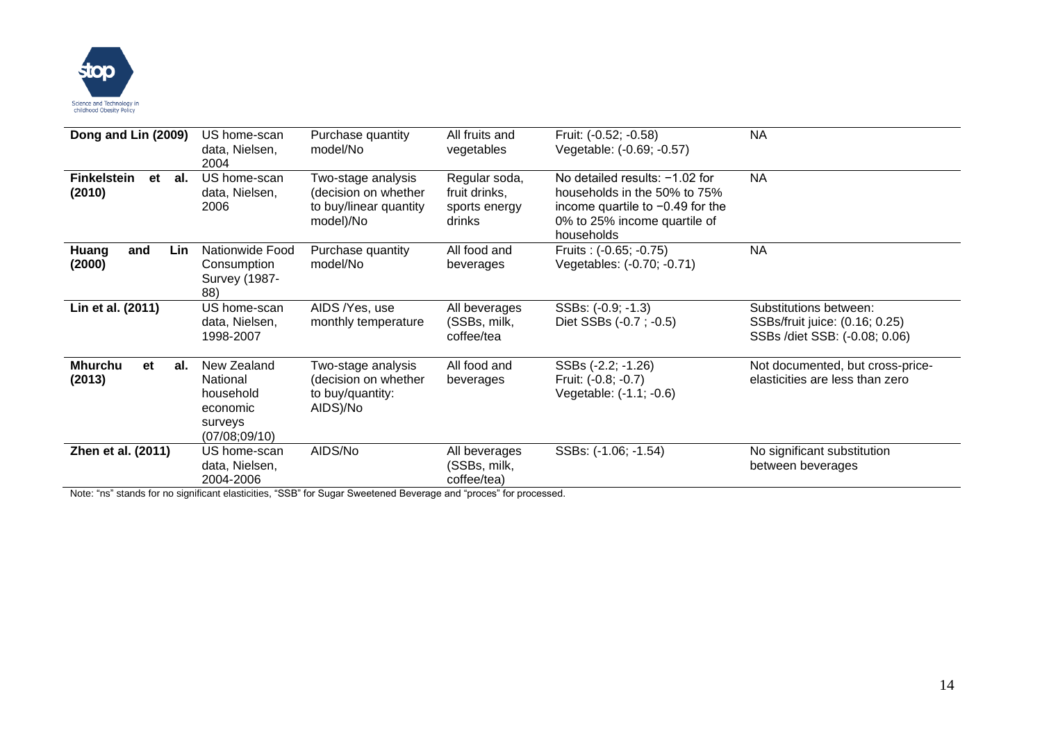| Dong and Lin (2009) | US home-scan data, Nielsen, 2004 | Purchase quantity model/No | All fruits and vegetables | Fruit: (-0.52; -0.58) Vegetable: (-0.69; -0.57) | NA |
|---|---|---|---|---|---|
| **Finkelstein et al. (2010)** | US home-scan data, Nielsen, 2006 | Two-stage analysis (decision on whether to buy/linear quantity model)/No | Regular soda, fruit drinks, sports energy drinks | No detailed results: −1.02 for households in the 50% to 75% income quartile to −0.49 for the 0% to 25% income quartile of households | NA |
| **Huang and Lin (2000)** | Nationwide Food Consumption Survey (1987-88) | Purchase quantity model/No | All food and beverages | Fruits : (-0.65; -0.75) Vegetables: (-0.70; -0.71) | NA |
| **Lin et al. (2011)** | US home-scan data, Nielsen, 1998-2007 | AIDS /Yes, use monthly temperature | All beverages (SSBs, milk, coffee/tea | SSBs: (-0.9; -1.3) Diet SSBs (-0.7 ; -0.5) | Substitutions between: SSBs/fruit juice: (0.16; 0.25) SSBs /diet SSB: (-0.08; 0.06) |
| **Mhurchu et al. (2013)** | New Zealand National household economic surveys (07/08;09/10) | Two-stage analysis (decision on whether to buy/quantity: AIDS)/No | All food and beverages | SSBs (-2.2; -1.26) Fruit: (-0.8; -0.7) Vegetable: (-1.1; -0.6) | Not documented, but cross-price-elasticities are less than zero |
| **Zhen et al. (2011)** | US home-scan data, Nielsen, 2004-2006 | AIDS/No | All beverages (SSBs, milk, coffee/tea) | SSBs: (-1.06; -1.54) | No significant substitution between beverages |

Note: "ns" stands for no significant elasticities, "SSB" for Sugar Sweetened Beverage and "proces" for processed.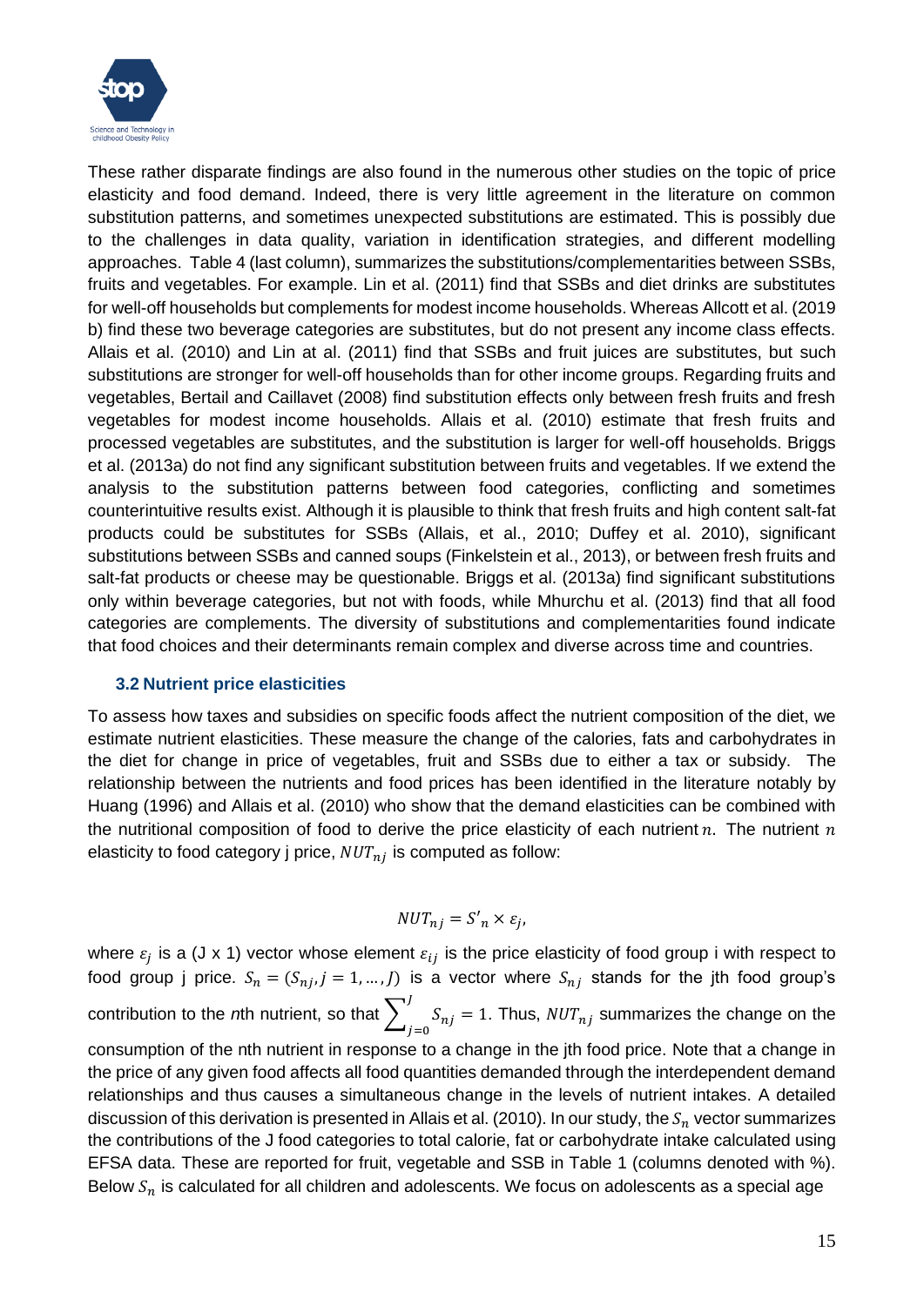These rather disparate findings are also found in the numerous other studies on the topic of price elasticity and food demand. Indeed, there is very little agreement in the literature on common substitution patterns, and sometimes unexpected substitutions are estimated. This is possibly due to the challenges in data quality, variation in identification strategies, and different modelling approaches. Table 4 (last column), summarizes the substitutions/complementarities between SSBs, fruits and vegetables. For example. Lin et al. (2011) find that SSBs and diet drinks are substitutes for well-off households but complements for modest income households. Whereas Allcott et al. (2019 b) find these two beverage categories are substitutes, but do not present any income class effects. Allais et al. (2010) and Lin at al. (2011) find that SSBs and fruit juices are substitutes, but such substitutions are stronger for well-off households than for other income groups. Regarding fruits and vegetables, Bertail and Caillavet (2008) find substitution effects only between fresh fruits and fresh vegetables for modest income households. Allais et al. (2010) estimate that fresh fruits and processed vegetables are substitutes, and the substitution is larger for well-off households. Briggs et al. (2013a) do not find any significant substitution between fruits and vegetables. If we extend the analysis to the substitution patterns between food categories, conflicting and sometimes counterintuitive results exist. Although it is plausible to think that fresh fruits and high content salt-fat products could be substitutes for SSBs (Allais, et al., 2010; Duffey et al. 2010), significant substitutions between SSBs and canned soups (Finkelstein et al., 2013), or between fresh fruits and salt-fat products or cheese may be questionable. Briggs et al. (2013a) find significant substitutions only within beverage categories, but not with foods, while Mhurchu et al. (2013) find that all food categories are complements. The diversity of substitutions and complementarities found indicate that food choices and their determinants remain complex and diverse across time and countries.

### 3.2 Nutrient price elasticities

To assess how taxes and subsidies on specific foods affect the nutrient composition of the diet, we estimate nutrient elasticities. These measure the change of the calories, fats and carbohydrates in the diet for change in price of vegetables, fruit and SSBs due to either a tax or subsidy. The relationship between the nutrients and food prices has been identified in the literature notably by Huang (1996) and Allais et al. (2010) who show that the demand elasticities can be combined with the nutritional composition of food to derive the price elasticity of each nutrient $n$. The nutrient $n$ elasticity to food category j price, $NUT_{nj}$ is computed as follow:

$$NUT_{nj} = S'_n \times \varepsilon_j,$$

where $\varepsilon_j$ is a (J x 1) vector whose element $\varepsilon_{ij}$ is the price elasticity of food group i with respect to food group j price. $S_n = (S_{nj}, j = 1, \ldots, J)$ is a vector where $S_{nj}$ stands for the jth food group's contribution to the *n*th nutrient, so that $\sum_{j=0}^{J} S_{nj} = 1$. Thus, $NUT_{nj}$ summarizes the change on the consumption of the nth nutrient in response to a change in the jth food price. Note that a change in the price of any given food affects all food quantities demanded through the interdependent demand relationships and thus causes a simultaneous change in the levels of nutrient intakes. A detailed discussion of this derivation is presented in Allais et al. (2010). In our study, the $S_n$ vector summarizes the contributions of the J food categories to total calorie, fat or carbohydrate intake calculated using EFSA data. These are reported for fruit, vegetable and SSB in Table 1 (columns denoted with %). Below $S_n$ is calculated for all children and adolescents. We focus on adolescents as a special age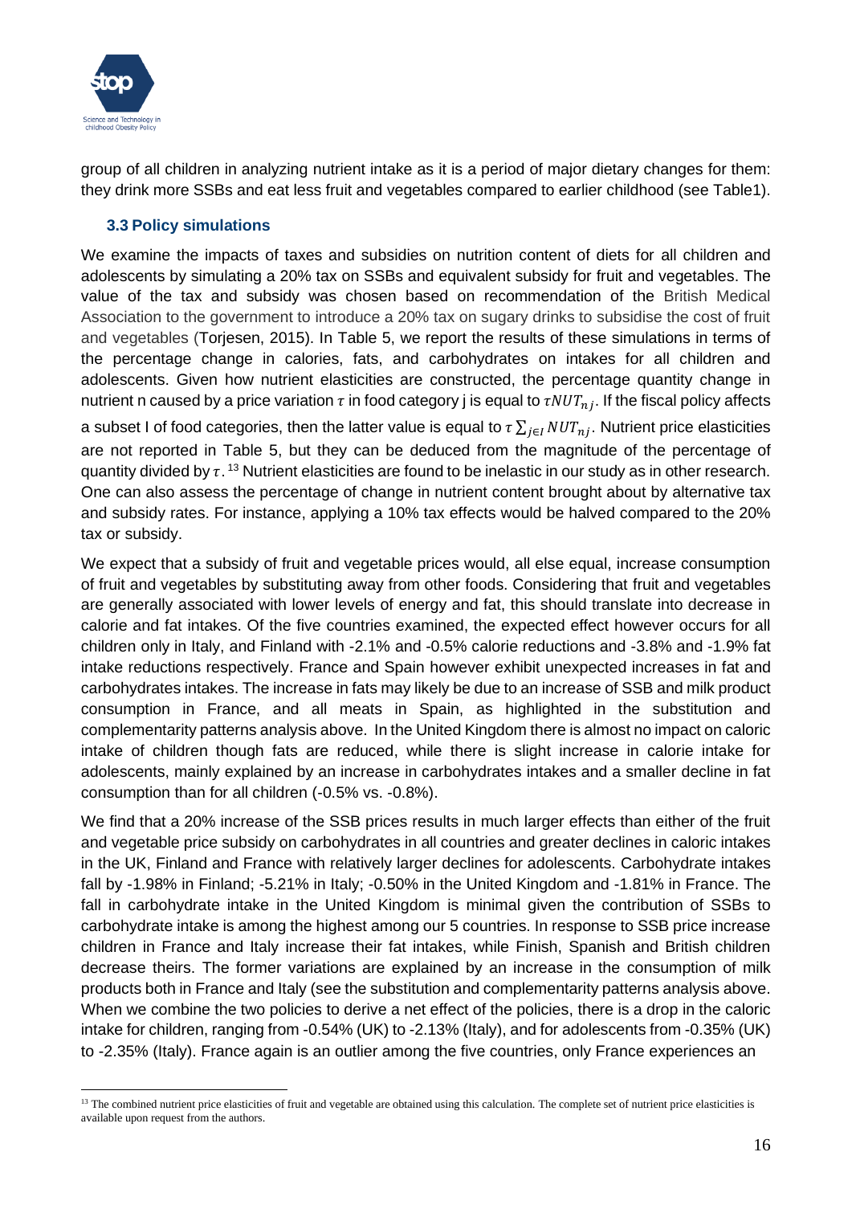group of all children in analyzing nutrient intake as it is a period of major dietary changes for them: they drink more SSBs and eat less fruit and vegetables compared to earlier childhood (see Table1).

### 3.3 Policy simulations

We examine the impacts of taxes and subsidies on nutrition content of diets for all children and adolescents by simulating a 20% tax on SSBs and equivalent subsidy for fruit and vegetables. The value of the tax and subsidy was chosen based on recommendation of the British Medical Association to the government to introduce a 20% tax on sugary drinks to subsidise the cost of fruit and vegetables (Torjesen, 2015). In Table 5, we report the results of these simulations in terms of the percentage change in calories, fats, and carbohydrates on intakes for all children and adolescents. Given how nutrient elasticities are constructed, the percentage quantity change in nutrient n caused by a price variation $\tau$ in food category j is equal to $\tau NUT_{nj}$. If the fiscal policy affects a subset I of food categories, then the latter value is equal to $\tau \sum_{j \in I} NUT_{nj}$. Nutrient price elasticities are not reported in Table 5, but they can be deduced from the magnitude of the percentage of quantity divided by $\tau$.[13] Nutrient elasticities are found to be inelastic in our study as in other research. One can also assess the percentage of change in nutrient content brought about by alternative tax and subsidy rates. For instance, applying a 10% tax effects would be halved compared to the 20% tax or subsidy.

We expect that a subsidy of fruit and vegetable prices would, all else equal, increase consumption of fruit and vegetables by substituting away from other foods. Considering that fruit and vegetables are generally associated with lower levels of energy and fat, this should translate into decrease in calorie and fat intakes. Of the five countries examined, the expected effect however occurs for all children only in Italy, and Finland with -2.1% and -0.5% calorie reductions and -3.8% and -1.9% fat intake reductions respectively. France and Spain however exhibit unexpected increases in fat and carbohydrates intakes. The increase in fats may likely be due to an increase of SSB and milk product consumption in France, and all meats in Spain, as highlighted in the substitution and complementarity patterns analysis above. In the United Kingdom there is almost no impact on caloric intake of children though fats are reduced, while there is slight increase in calorie intake for adolescents, mainly explained by an increase in carbohydrates intakes and a smaller decline in fat consumption than for all children (-0.5% vs. -0.8%).

We find that a 20% increase of the SSB prices results in much larger effects than either of the fruit and vegetable price subsidy on carbohydrates in all countries and greater declines in caloric intakes in the UK, Finland and France with relatively larger declines for adolescents. Carbohydrate intakes fall by -1.98% in Finland; -5.21% in Italy; -0.50% in the United Kingdom and -1.81% in France. The fall in carbohydrate intake in the United Kingdom is minimal given the contribution of SSBs to carbohydrate intake is among the highest among our 5 countries. In response to SSB price increase children in France and Italy increase their fat intakes, while Finish, Spanish and British children decrease theirs. The former variations are explained by an increase in the consumption of milk products both in France and Italy (see the substitution and complementarity patterns analysis above. When we combine the two policies to derive a net effect of the policies, there is a drop in the caloric intake for children, ranging from -0.54% (UK) to -2.13% (Italy), and for adolescents from -0.35% (UK) to -2.35% (Italy). France again is an outlier among the five countries, only France experiences an

[13] The combined nutrient price elasticities of fruit and vegetable are obtained using this calculation. The complete set of nutrient price elasticities is available upon request from the authors.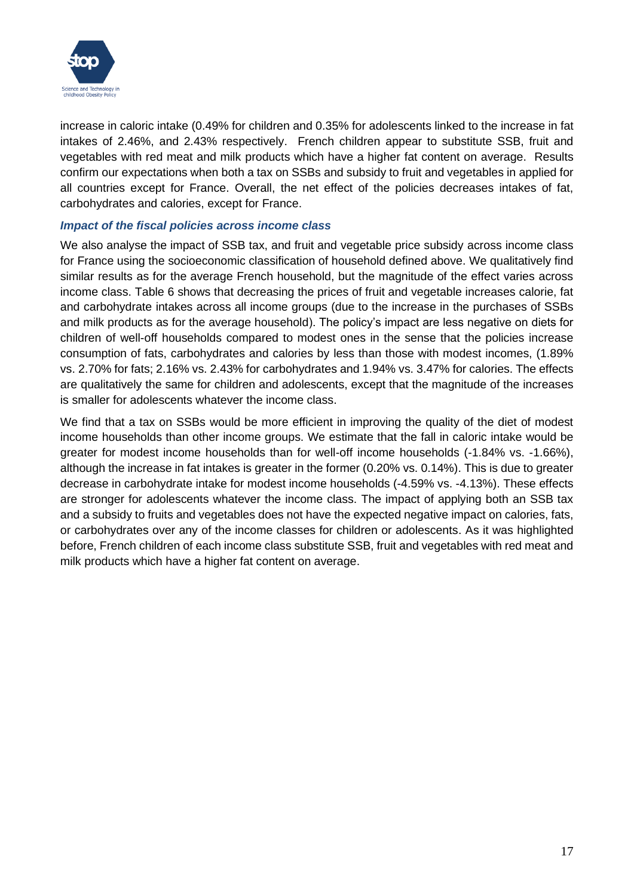increase in caloric intake (0.49% for children and 0.35% for adolescents linked to the increase in fat intakes of 2.46%, and 2.43% respectively. French children appear to substitute SSB, fruit and vegetables with red meat and milk products which have a higher fat content on average. Results confirm our expectations when both a tax on SSBs and subsidy to fruit and vegetables in applied for all countries except for France. Overall, the net effect of the policies decreases intakes of fat, carbohydrates and calories, except for France.

### *Impact of the fiscal policies across income class*

We also analyse the impact of SSB tax, and fruit and vegetable price subsidy across income class for France using the socioeconomic classification of household defined above. We qualitatively find similar results as for the average French household, but the magnitude of the effect varies across income class. Table 6 shows that decreasing the prices of fruit and vegetable increases calorie, fat and carbohydrate intakes across all income groups (due to the increase in the purchases of SSBs and milk products as for the average household). The policy's impact are less negative on diets for children of well-off households compared to modest ones in the sense that the policies increase consumption of fats, carbohydrates and calories by less than those with modest incomes, (1.89% vs. 2.70% for fats; 2.16% vs. 2.43% for carbohydrates and 1.94% vs. 3.47% for calories. The effects are qualitatively the same for children and adolescents, except that the magnitude of the increases is smaller for adolescents whatever the income class.

We find that a tax on SSBs would be more efficient in improving the quality of the diet of modest income households than other income groups. We estimate that the fall in caloric intake would be greater for modest income households than for well-off income households (-1.84% vs. -1.66%), although the increase in fat intakes is greater in the former (0.20% vs. 0.14%). This is due to greater decrease in carbohydrate intake for modest income households (-4.59% vs. -4.13%). These effects are stronger for adolescents whatever the income class. The impact of applying both an SSB tax and a subsidy to fruits and vegetables does not have the expected negative impact on calories, fats, or carbohydrates over any of the income classes for children or adolescents. As it was highlighted before, French children of each income class substitute SSB, fruit and vegetables with red meat and milk products which have a higher fat content on average.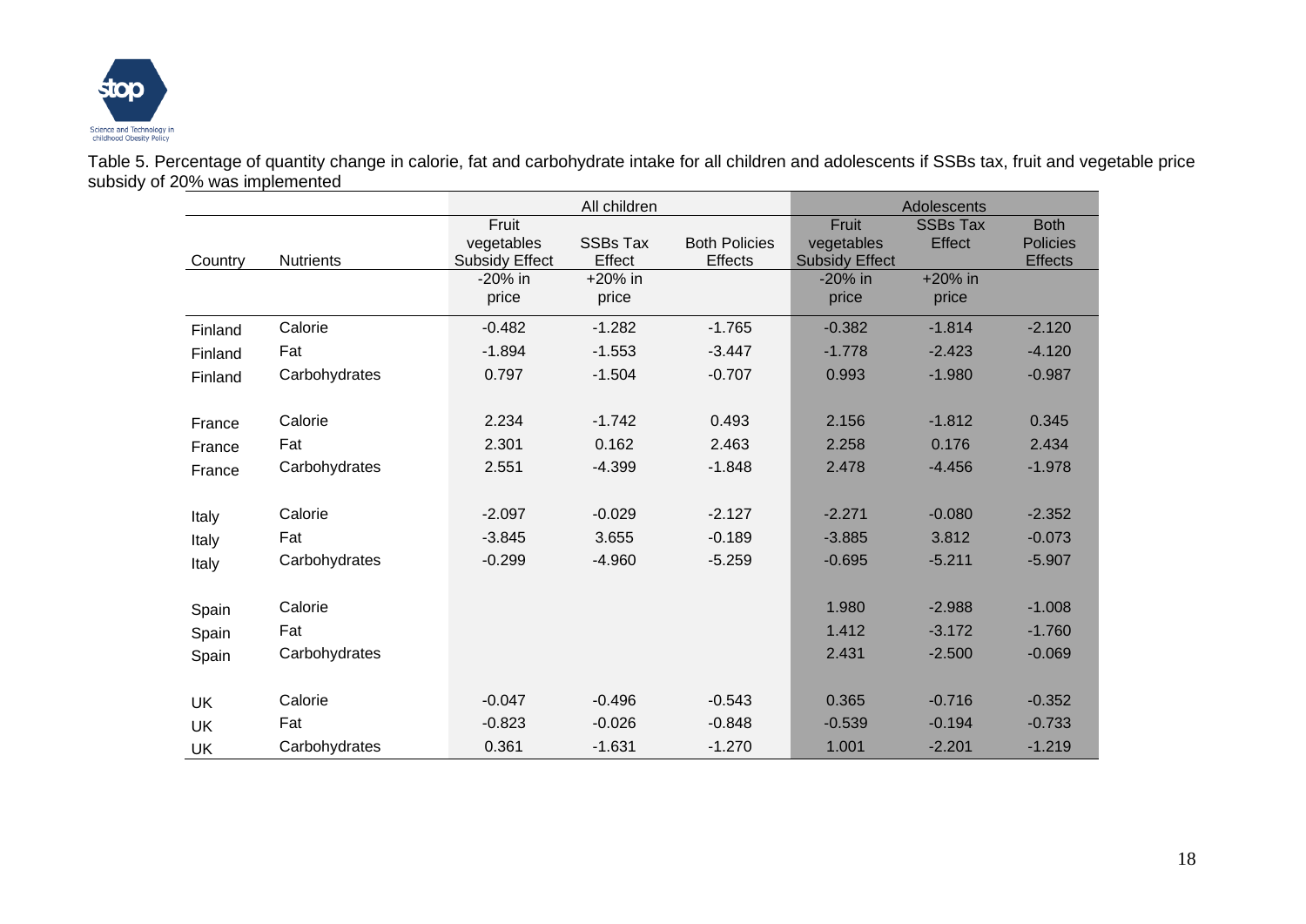Table 5. Percentage of quantity change in calorie, fat and carbohydrate intake for all children and adolescents if SSBs tax, fruit and vegetable price subsidy of 20% was implemented

| | | All children | | | Adolescents | | |
|---|---|---|---|---|---|---|---|
| Country | Nutrients | Fruit vegetables Subsidy Effect | SSBs Tax Effect | Both Policies Effects | Fruit vegetables Subsidy Effect | SSBs Tax Effect | Both Policies Effects |
| | | -20% in price | +20% in price | | -20% in price | +20% in price | |
| Finland | Calorie | -0.482 | -1.282 | -1.765 | -0.382 | -1.814 | -2.120 |
| Finland | Fat | -1.894 | -1.553 | -3.447 | -1.778 | -2.423 | -4.120 |
| Finland | Carbohydrates | 0.797 | -1.504 | -0.707 | 0.993 | -1.980 | -0.987 |
| France | Calorie | 2.234 | -1.742 | 0.493 | 2.156 | -1.812 | 0.345 |
| France | Fat | 2.301 | 0.162 | 2.463 | 2.258 | 0.176 | 2.434 |
| France | Carbohydrates | 2.551 | -4.399 | -1.848 | 2.478 | -4.456 | -1.978 |
| Italy | Calorie | -2.097 | -0.029 | -2.127 | -2.271 | -0.080 | -2.352 |
| Italy | Fat | -3.845 | 3.655 | -0.189 | -3.885 | 3.812 | -0.073 |
| Italy | Carbohydrates | -0.299 | -4.960 | -5.259 | -0.695 | -5.211 | -5.907 |
| Spain | Calorie | | | | 1.980 | -2.988 | -1.008 |
| Spain | Fat | | | | 1.412 | -3.172 | -1.760 |
| Spain | Carbohydrates | | | | 2.431 | -2.500 | -0.069 |
| UK | Calorie | -0.047 | -0.496 | -0.543 | 0.365 | -0.716 | -0.352 |
| UK | Fat | -0.823 | -0.026 | -0.848 | -0.539 | -0.194 | -0.733 |
| UK | Carbohydrates | 0.361 | -1.631 | -1.270 | 1.001 | -2.201 | -1.219 |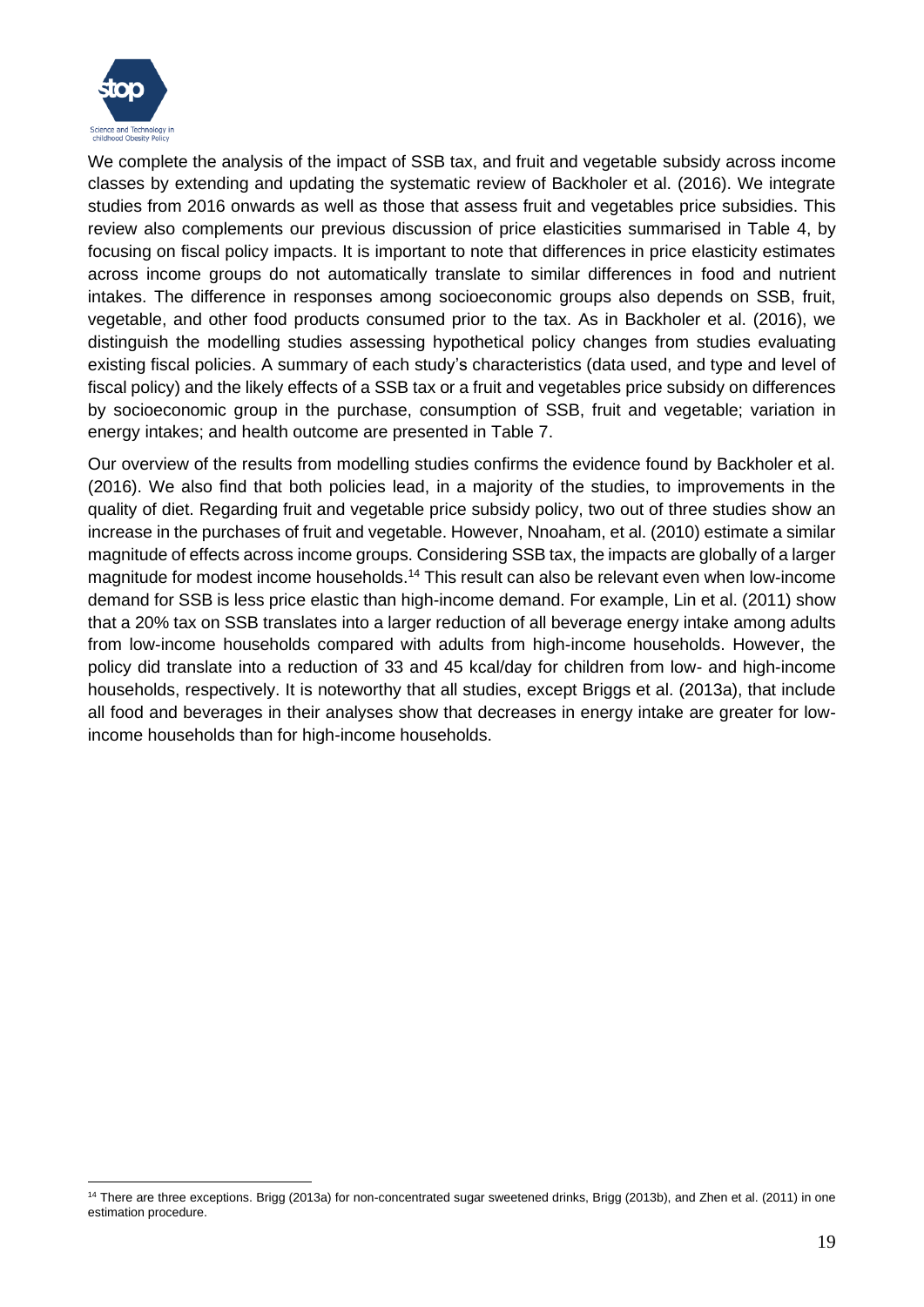We complete the analysis of the impact of SSB tax, and fruit and vegetable subsidy across income classes by extending and updating the systematic review of Backholer et al. (2016). We integrate studies from 2016 onwards as well as those that assess fruit and vegetables price subsidies. This review also complements our previous discussion of price elasticities summarised in Table 4, by focusing on fiscal policy impacts. It is important to note that differences in price elasticity estimates across income groups do not automatically translate to similar differences in food and nutrient intakes. The difference in responses among socioeconomic groups also depends on SSB, fruit, vegetable, and other food products consumed prior to the tax. As in Backholer et al. (2016), we distinguish the modelling studies assessing hypothetical policy changes from studies evaluating existing fiscal policies. A summary of each study's characteristics (data used, and type and level of fiscal policy) and the likely effects of a SSB tax or a fruit and vegetables price subsidy on differences by socioeconomic group in the purchase, consumption of SSB, fruit and vegetable; variation in energy intakes; and health outcome are presented in Table 7.

Our overview of the results from modelling studies confirms the evidence found by Backholer et al. (2016). We also find that both policies lead, in a majority of the studies, to improvements in the quality of diet. Regarding fruit and vegetable price subsidy policy, two out of three studies show an increase in the purchases of fruit and vegetable. However, Nnoaham, et al. (2010) estimate a similar magnitude of effects across income groups. Considering SSB tax, the impacts are globally of a larger magnitude for modest income households.[14] This result can also be relevant even when low-income demand for SSB is less price elastic than high-income demand. For example, Lin et al. (2011) show that a 20% tax on SSB translates into a larger reduction of all beverage energy intake among adults from low-income households compared with adults from high-income households. However, the policy did translate into a reduction of 33 and 45 kcal/day for children from low- and high-income households, respectively. It is noteworthy that all studies, except Briggs et al. (2013a), that include all food and beverages in their analyses show that decreases in energy intake are greater for low-income households than for high-income households.

[14] There are three exceptions. Brigg (2013a) for non-concentrated sugar sweetened drinks, Brigg (2013b), and Zhen et al. (2011) in one estimation procedure.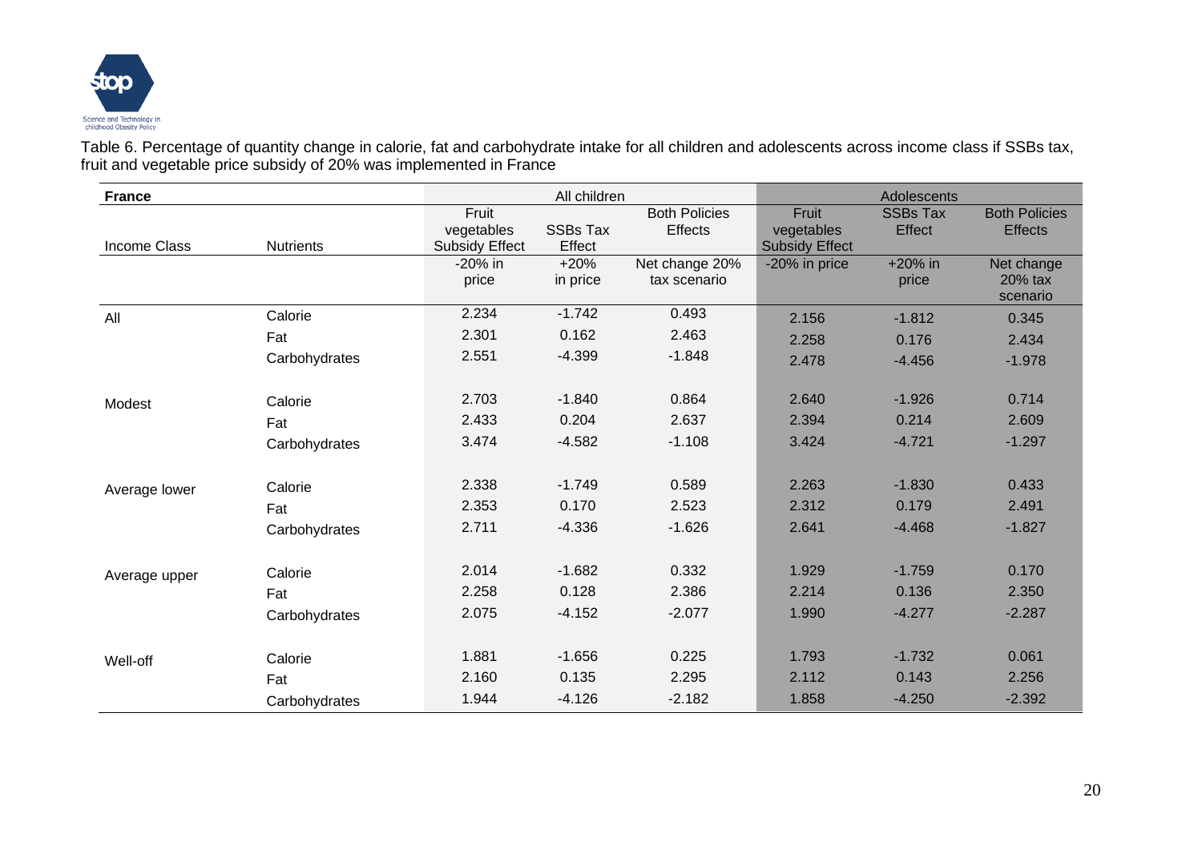Table 6. Percentage of quantity change in calorie, fat and carbohydrate intake for all children and adolescents across income class if SSBs tax, fruit and vegetable price subsidy of 20% was implemented in France

| France | | All children | | | Adolescents | | |
|---|---|---|---|---|---|---|---|
| Income Class | Nutrients | Fruit vegetables Subsidy Effect | SSBs Tax Effect | Both Policies Effects | Fruit vegetables Subsidy Effect | SSBs Tax Effect | Both Policies Effects |
| | | -20% in price | +20% in price | Net change 20% tax scenario | -20% in price | +20% in price | Net change 20% tax scenario |
| All | Calorie | 2.234 | -1.742 | 0.493 | 2.156 | -1.812 | 0.345 |
| | Fat | 2.301 | 0.162 | 2.463 | 2.258 | 0.176 | 2.434 |
| | Carbohydrates | 2.551 | -4.399 | -1.848 | 2.478 | -4.456 | -1.978 |
| Modest | Calorie | 2.703 | -1.840 | 0.864 | 2.640 | -1.926 | 0.714 |
| | Fat | 2.433 | 0.204 | 2.637 | 2.394 | 0.214 | 2.609 |
| | Carbohydrates | 3.474 | -4.582 | -1.108 | 3.424 | -4.721 | -1.297 |
| Average lower | Calorie | 2.338 | -1.749 | 0.589 | 2.263 | -1.830 | 0.433 |
| | Fat | 2.353 | 0.170 | 2.523 | 2.312 | 0.179 | 2.491 |
| | Carbohydrates | 2.711 | -4.336 | -1.626 | 2.641 | -4.468 | -1.827 |
| Average upper | Calorie | 2.014 | -1.682 | 0.332 | 1.929 | -1.759 | 0.170 |
| | Fat | 2.258 | 0.128 | 2.386 | 2.214 | 0.136 | 2.350 |
| | Carbohydrates | 2.075 | -4.152 | -2.077 | 1.990 | -4.277 | -2.287 |
| Well-off | Calorie | 1.881 | -1.656 | 0.225 | 1.793 | -1.732 | 0.061 |
| | Fat | 2.160 | 0.135 | 2.295 | 2.112 | 0.143 | 2.256 |
| | Carbohydrates | 1.944 | -4.126 | -2.182 | 1.858 | -4.250 | -2.392 |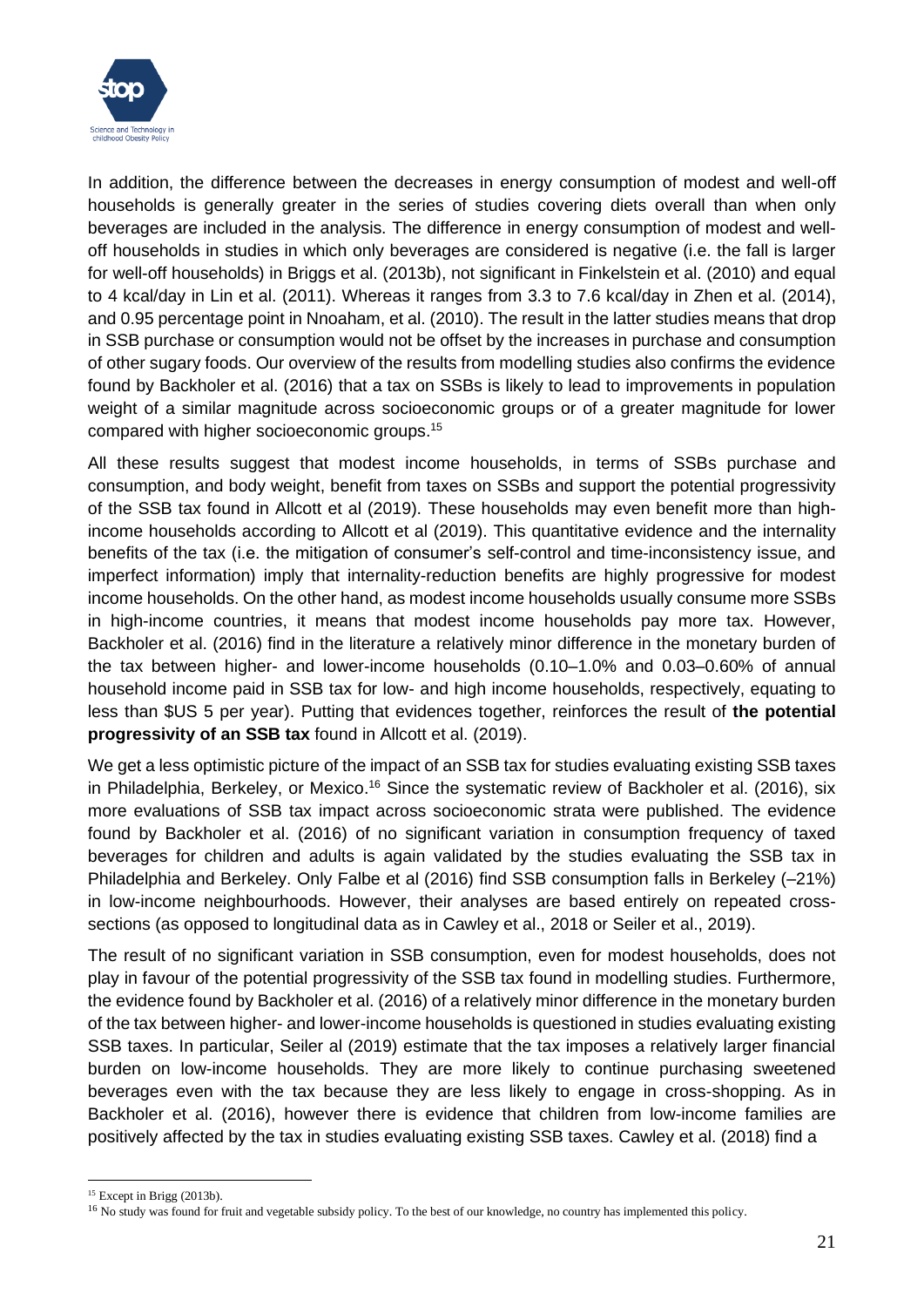In addition, the difference between the decreases in energy consumption of modest and well-off households is generally greater in the series of studies covering diets overall than when only beverages are included in the analysis. The difference in energy consumption of modest and well-off households in studies in which only beverages are considered is negative (i.e. the fall is larger for well-off households) in Briggs et al. (2013b), not significant in Finkelstein et al. (2010) and equal to 4 kcal/day in Lin et al. (2011). Whereas it ranges from 3.3 to 7.6 kcal/day in Zhen et al. (2014), and 0.95 percentage point in Nnoaham, et al. (2010). The result in the latter studies means that drop in SSB purchase or consumption would not be offset by the increases in purchase and consumption of other sugary foods. Our overview of the results from modelling studies also confirms the evidence found by Backholer et al. (2016) that a tax on SSBs is likely to lead to improvements in population weight of a similar magnitude across socioeconomic groups or of a greater magnitude for lower compared with higher socioeconomic groups.[15]

All these results suggest that modest income households, in terms of SSBs purchase and consumption, and body weight, benefit from taxes on SSBs and support the potential progressivity of the SSB tax found in Allcott et al (2019). These households may even benefit more than high-income households according to Allcott et al (2019). This quantitative evidence and the internality benefits of the tax (i.e. the mitigation of consumer's self-control and time-inconsistency issue, and imperfect information) imply that internality-reduction benefits are highly progressive for modest income households. On the other hand, as modest income households usually consume more SSBs in high-income countries, it means that modest income households pay more tax. However, Backholer et al. (2016) find in the literature a relatively minor difference in the monetary burden of the tax between higher- and lower-income households (0.10–1.0% and 0.03–0.60% of annual household income paid in SSB tax for low- and high income households, respectively, equating to less than \$US 5 per year). Putting that evidences together, reinforces the result of **the potential progressivity of an SSB tax** found in Allcott et al. (2019).

We get a less optimistic picture of the impact of an SSB tax for studies evaluating existing SSB taxes in Philadelphia, Berkeley, or Mexico.[16] Since the systematic review of Backholer et al. (2016), six more evaluations of SSB tax impact across socioeconomic strata were published. The evidence found by Backholer et al. (2016) of no significant variation in consumption frequency of taxed beverages for children and adults is again validated by the studies evaluating the SSB tax in Philadelphia and Berkeley. Only Falbe et al (2016) find SSB consumption falls in Berkeley (–21%) in low-income neighbourhoods. However, their analyses are based entirely on repeated cross-sections (as opposed to longitudinal data as in Cawley et al., 2018 or Seiler et al., 2019).

The result of no significant variation in SSB consumption, even for modest households, does not play in favour of the potential progressivity of the SSB tax found in modelling studies. Furthermore, the evidence found by Backholer et al. (2016) of a relatively minor difference in the monetary burden of the tax between higher- and lower-income households is questioned in studies evaluating existing SSB taxes. In particular, Seiler al (2019) estimate that the tax imposes a relatively larger financial burden on low-income households. They are more likely to continue purchasing sweetened beverages even with the tax because they are less likely to engage in cross-shopping. As in Backholer et al. (2016), however there is evidence that children from low-income families are positively affected by the tax in studies evaluating existing SSB taxes. Cawley et al. (2018) find a

[15] Except in Brigg (2013b).

[16] No study was found for fruit and vegetable subsidy policy. To the best of our knowledge, no country has implemented this policy.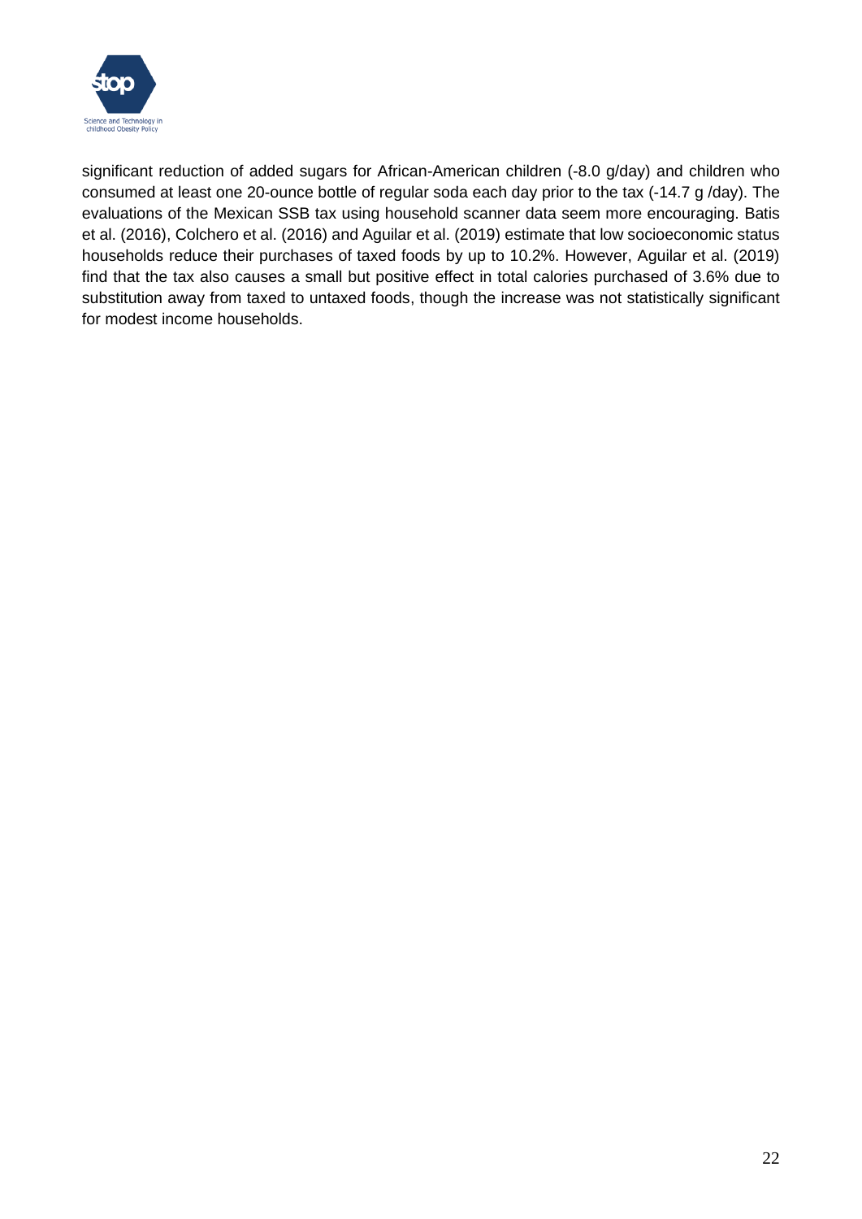significant reduction of added sugars for African-American children (-8.0 g/day) and children who consumed at least one 20-ounce bottle of regular soda each day prior to the tax (-14.7 g /day). The evaluations of the Mexican SSB tax using household scanner data seem more encouraging. Batis et al. (2016), Colchero et al. (2016) and Aguilar et al. (2019) estimate that low socioeconomic status households reduce their purchases of taxed foods by up to 10.2%. However, Aguilar et al. (2019) find that the tax also causes a small but positive effect in total calories purchased of 3.6% due to substitution away from taxed to untaxed foods, though the increase was not statistically significant for modest income households.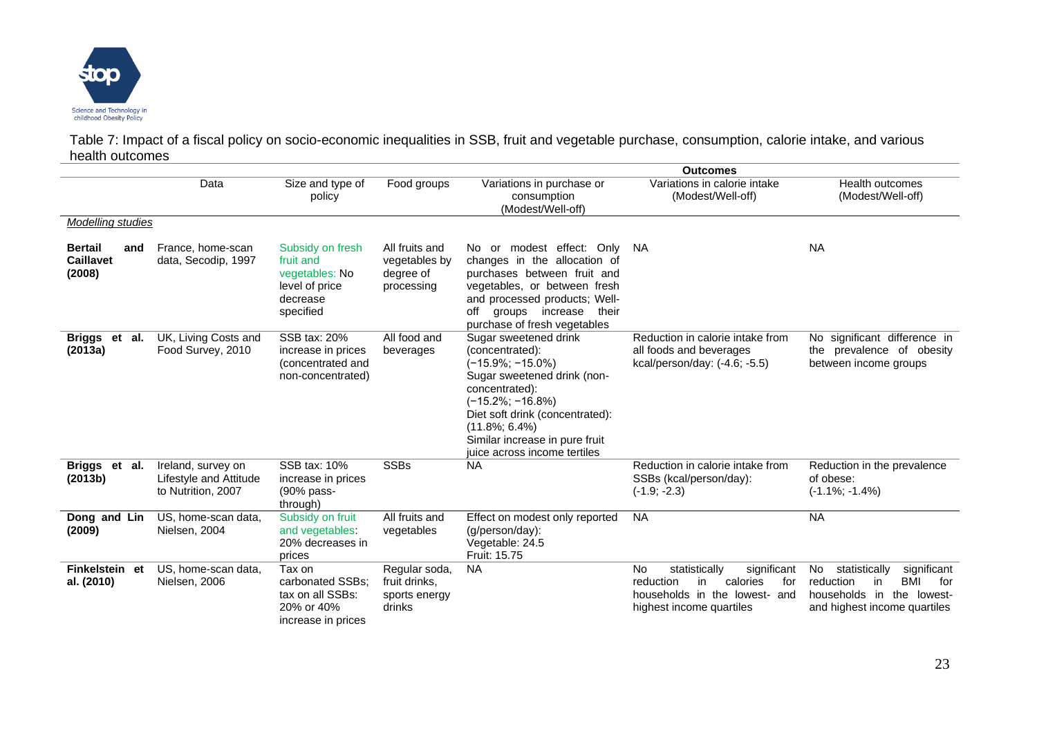Table 7: Impact of a fiscal policy on socio-economic inequalities in SSB, fruit and vegetable purchase, consumption, calorie intake, and various health outcomes

| | Data | Size and type of policy | Food groups | Outcomes | | |
|---|---|---|---|---|---|---|
| | | | | Variations in purchase or consumption (Modest/Well-off) | Variations in calorie intake (Modest/Well-off) | Health outcomes (Modest/Well-off) |
| *Modelling studies* | | | | | | |
| **Bertail and Caillavet (2008)** | France, home-scan data, Secodip, 1997 | Subsidy on fresh fruit and vegetables: No level of price decrease specified | All fruits and vegetables by degree of processing | No or modest effect: Only changes in the allocation of purchases between fruit and vegetables, or between fresh and processed products; Well-off groups increase their purchase of fresh vegetables | NA | NA |
| **Briggs et al. (2013a)** | UK, Living Costs and Food Survey, 2010 | SSB tax: 20% increase in prices (concentrated and non-concentrated) | All food and beverages | Sugar sweetened drink (concentrated): (−15.9%; −15.0%) Sugar sweetened drink (non-concentrated): (−15.2%; −16.8%) Diet soft drink (concentrated): (11.8%; 6.4%) Similar increase in pure fruit juice across income tertiles | Reduction in calorie intake from all foods and beverages kcal/person/day: (-4.6; -5.5) | No significant difference in the prevalence of obesity between income groups |
| **Briggs et al. (2013b)** | Ireland, survey on Lifestyle and Attitude to Nutrition, 2007 | SSB tax: 10% increase in prices (90% pass-through) | SSBs | NA | Reduction in calorie intake from SSBs (kcal/person/day): (-1.9; -2.3) | Reduction in the prevalence of obese: (-1.1%; -1.4%) |
| **Dong and Lin (2009)** | US, home-scan data, Nielsen, 2004 | Subsidy on fruit and vegetables: 20% decreases in prices | All fruits and vegetables | Effect on modest only reported (g/person/day): Vegetable: 24.5 Fruit: 15.75 | NA | NA |
| **Finkelstein et al. (2010)** | US, home-scan data, Nielsen, 2006 | Tax on carbonated SSBs; tax on all SSBs: 20% or 40% increase in prices | Regular soda, fruit drinks, sports energy drinks | NA | No statistically significant reduction in calories for households in the lowest- and highest income quartiles | No statistically significant reduction in BMI for households in the lowest- and highest income quartiles |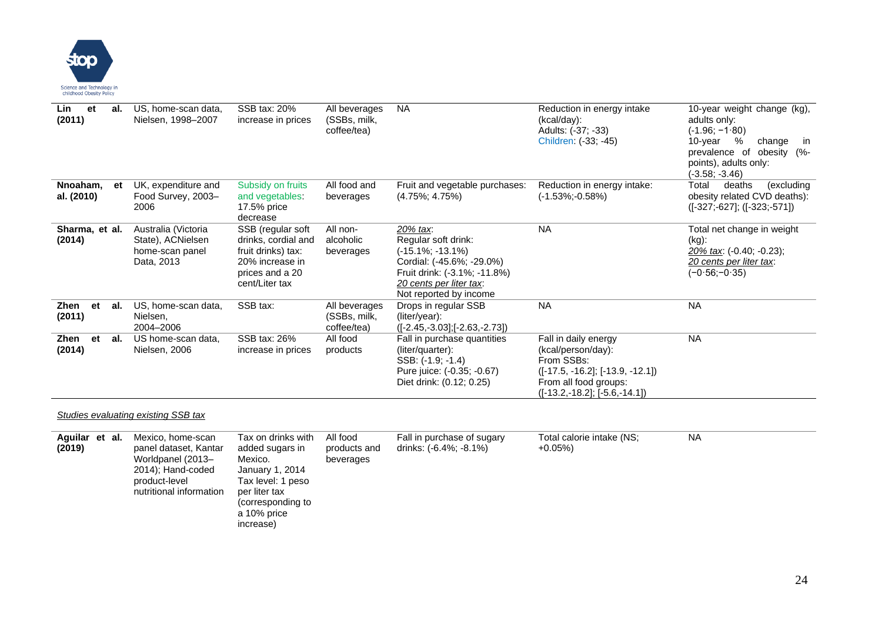| | | | | | | |
|---|---|---|---|---|---|---|
| **Lin et al. (2011)** | US, home-scan data, Nielsen, 1998–2007 | SSB tax: 20% increase in prices | All beverages (SSBs, milk, coffee/tea) | NA | Reduction in energy intake (kcal/day): Adults: (-37; -33) Children: (-33; -45) | 10-year weight change (kg), adults only: (-1.96; −1·80) 10-year % change in prevalence of obesity (%-points), adults only: (-3.58; -3.46) |
| **Nnoaham, et al. (2010)** | UK, expenditure and Food Survey, 2003–2006 | Subsidy on fruits and vegetables: 17.5% price decrease | All food and beverages | Fruit and vegetable purchases: (4.75%; 4.75%) | Reduction in energy intake: (-1.53%;-0.58%) | Total deaths (excluding obesity related CVD deaths): ([-327;-627]; ([-323;-571]) |
| **Sharma, et al. (2014)** | Australia (Victoria State), ACNielsen home-scan panel Data, 2013 | SSB (regular soft drinks, cordial and fruit drinks) tax: 20% increase in prices and a 20 cent/Liter tax | All non-alcoholic beverages | *20% tax*: Regular soft drink: (-15.1%; -13.1%) Cordial: (-45.6%; -29.0%) Fruit drink: (-3.1%; -11.8%) *20 cents per liter tax*: Not reported by income | NA | Total net change in weight (kg): *20% tax*: (-0.40; -0.23); *20 cents per liter tax*: (−0·56;−0·35) |
| **Zhen et al. (2011)** | US, home-scan data, Nielsen, 2004–2006 | SSB tax: | All beverages (SSBs, milk, coffee/tea) | Drops in regular SSB (liter/year): ([-2.45,-3.03];[-2.63,-2.73]) | NA | NA |
| **Zhen et al. (2014)** | US home-scan data, Nielsen, 2006 | SSB tax: 26% increase in prices | All food products | Fall in purchase quantities (liter/quarter): SSB: (-1.9; -1.4) Pure juice: (-0.35; -0.67) Diet drink: (0.12; 0.25) | Fall in daily energy (kcal/person/day): From SSBs: ([-17.5, -16.2]; [-13.9, -12.1]) From all food groups: ([-13.2,-18.2]; [-5.6,-14.1]) | NA |

*Studies evaluating existing SSB tax*

| | | | | | | |
|---|---|---|---|---|---|---|
| **Aguilar et al. (2019)** | Mexico, home-scan panel dataset, Kantar Worldpanel (2013–2014); Hand-coded product-level nutritional information | Tax on drinks with added sugars in Mexico. January 1, 2014 Tax level: 1 peso per liter tax (corresponding to a 10% price increase) | All food products and beverages | Fall in purchase of sugary drinks: (-6.4%; -8.1%) | Total calorie intake (NS; +0.05%) | NA |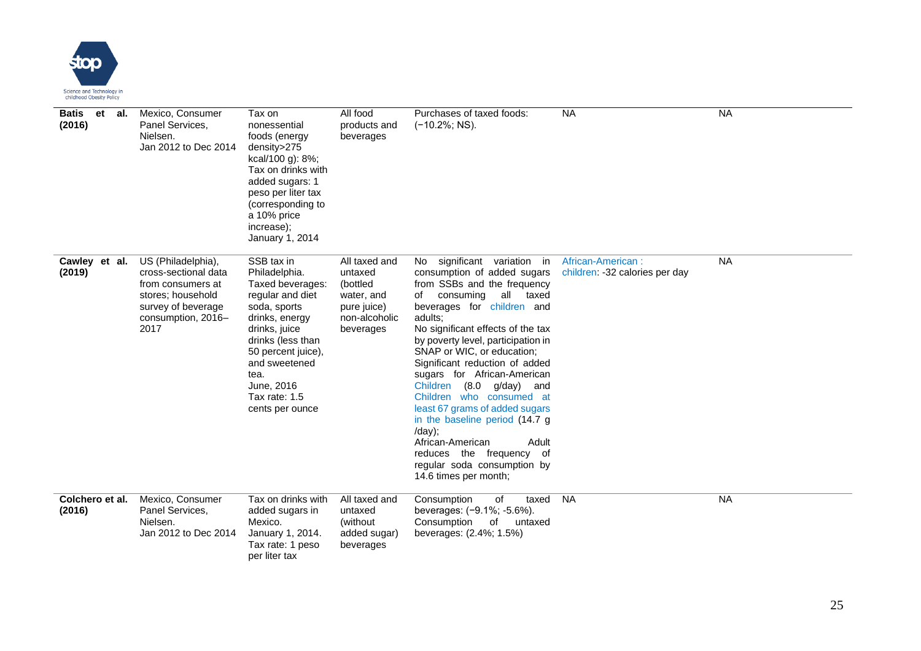| | | | | | | |
|---|---|---|---|---|---|---|
| **Batis et al. (2016)** | Mexico, Consumer Panel Services, Nielsen. Jan 2012 to Dec 2014 | Tax on nonessential foods (energy density>275 kcal/100 g): 8%; Tax on drinks with added sugars: 1 peso per liter tax (corresponding to a 10% price increase); January 1, 2014 | All food products and beverages | Purchases of taxed foods: (−10.2%; NS). | NA | NA |
| **Cawley et al. (2019)** | US (Philadelphia), cross-sectional data from consumers at stores; household survey of beverage consumption, 2016–2017 | SSB tax in Philadelphia. Taxed beverages: regular and diet soda, sports drinks, energy drinks, juice drinks (less than 50 percent juice), and sweetened tea. June, 2016 Tax rate: 1.5 cents per ounce | All taxed and untaxed (bottled water, and pure juice) non-alcoholic beverages | No significant variation in consumption of added sugars from SSBs and the frequency of consuming all taxed beverages for children and adults; No significant effects of the tax by poverty level, participation in SNAP or WIC, or education; Significant reduction of added sugars for African-American Children (8.0 g/day) and Children who consumed at least 67 grams of added sugars in the baseline period (14.7 g /day); African-American Adult reduces the frequency of regular soda consumption by 14.6 times per month; | African-American : children: -32 calories per day | NA |
| **Colchero et al. (2016)** | Mexico, Consumer Panel Services, Nielsen. Jan 2012 to Dec 2014 | Tax on drinks with added sugars in Mexico. January 1, 2014. Tax rate: 1 peso per liter tax | All taxed and untaxed (without added sugar) beverages | Consumption of taxed beverages: (−9.1%; -5.6%). Consumption of untaxed beverages: (2.4%; 1.5%) | NA | NA |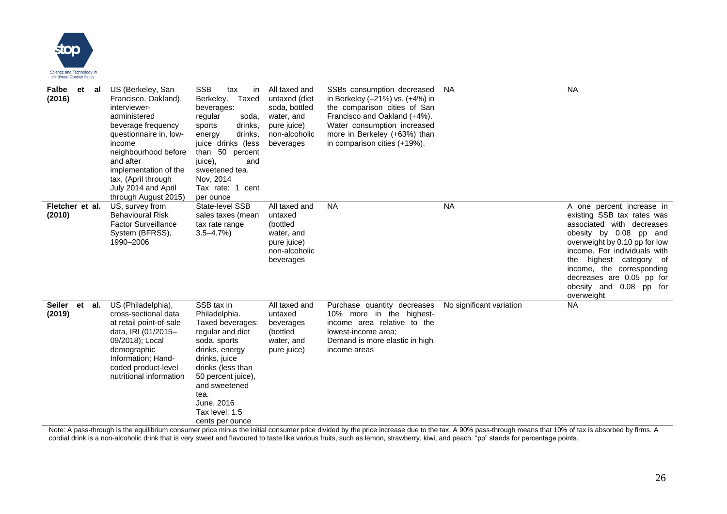| | | | | | | |
|---|---|---|---|---|---|---|
| **Falbe et al (2016)** | US (Berkeley, San Francisco, Oakland), interviewer-administered beverage frequency questionnaire in, low-income neighbourhood before and after implementation of the tax, (April through July 2014 and April through August 2015) | SSB tax in Berkeley. Taxed beverages: regular soda, sports drinks, energy drinks, juice drinks (less than 50 percent juice), and sweetened tea. Nov, 2014 Tax rate: 1 cent per ounce | All taxed and untaxed (diet soda, bottled water, and pure juice) non-alcoholic beverages | SSBs consumption decreased in Berkeley (–21%) vs. (+4%) in the comparison cities of San Francisco and Oakland (+4%). Water consumption increased more in Berkeley (+63%) than in comparison cities (+19%). | NA | NA |
| **Fletcher et al. (2010)** | US, survey from Behavioural Risk Factor Surveillance System (BFRSS), 1990–2006 | State-level SSB sales taxes (mean tax rate range 3.5–4.7%) | All taxed and untaxed (bottled water, and pure juice) non-alcoholic beverages | NA | NA | A one percent increase in existing SSB tax rates was associated with decreases obesity by 0.08 pp and overweight by 0.10 pp for low income. For individuals with the highest category of income, the corresponding decreases are 0.05 pp for obesity and 0.08 pp for overweight |
| **Seiler et al. (2019)** | US (Philadelphia), cross-sectional data at retail point-of-sale data, IRI (01/2015–09/2018); Local demographic Information; Hand-coded product-level nutritional information | SSB tax in Philadelphia. Taxed beverages: regular and diet soda, sports drinks, energy drinks, juice drinks (less than 50 percent juice), and sweetened tea. June, 2016 Tax level: 1.5 cents per ounce | All taxed and untaxed beverages (bottled water, and pure juice) | Purchase quantity decreases 10% more in the highest-income area relative to the lowest-income area; Demand is more elastic in high income areas | No significant variation | NA |

Note: A pass-through is the equilibrium consumer price minus the initial consumer price divided by the price increase due to the tax. A 90% pass-through means that 10% of tax is absorbed by firms. A cordial drink is a non-alcoholic drink that is very sweet and flavoured to taste like various fruits, such as lemon, strawberry, kiwi, and peach. "pp" stands for percentage points.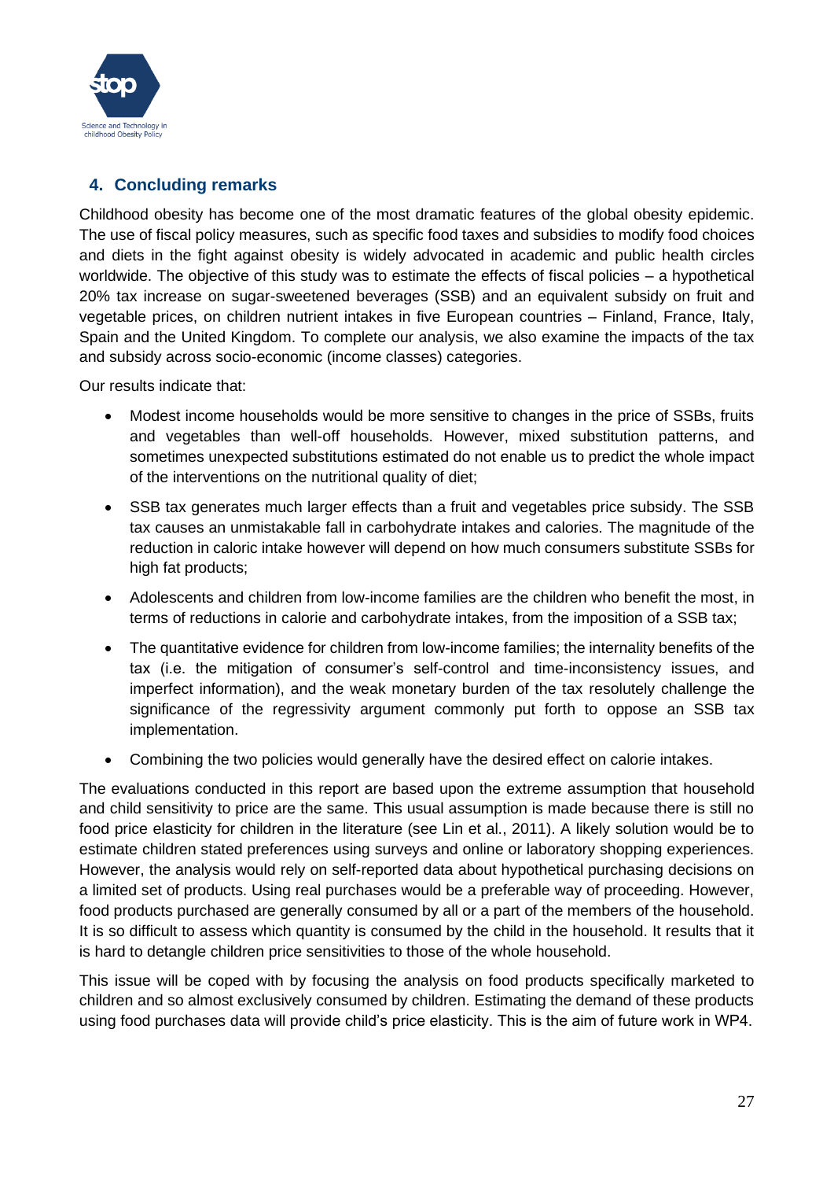## 4. Concluding remarks

Childhood obesity has become one of the most dramatic features of the global obesity epidemic. The use of fiscal policy measures, such as specific food taxes and subsidies to modify food choices and diets in the fight against obesity is widely advocated in academic and public health circles worldwide. The objective of this study was to estimate the effects of fiscal policies – a hypothetical 20% tax increase on sugar-sweetened beverages (SSB) and an equivalent subsidy on fruit and vegetable prices, on children nutrient intakes in five European countries – Finland, France, Italy, Spain and the United Kingdom. To complete our analysis, we also examine the impacts of the tax and subsidy across socio-economic (income classes) categories.

Our results indicate that:

- Modest income households would be more sensitive to changes in the price of SSBs, fruits and vegetables than well-off households. However, mixed substitution patterns, and sometimes unexpected substitutions estimated do not enable us to predict the whole impact of the interventions on the nutritional quality of diet;
- SSB tax generates much larger effects than a fruit and vegetables price subsidy. The SSB tax causes an unmistakable fall in carbohydrate intakes and calories. The magnitude of the reduction in caloric intake however will depend on how much consumers substitute SSBs for high fat products;
- Adolescents and children from low-income families are the children who benefit the most, in terms of reductions in calorie and carbohydrate intakes, from the imposition of a SSB tax;
- The quantitative evidence for children from low-income families; the internality benefits of the tax (i.e. the mitigation of consumer's self-control and time-inconsistency issues, and imperfect information), and the weak monetary burden of the tax resolutely challenge the significance of the regressivity argument commonly put forth to oppose an SSB tax implementation.
- Combining the two policies would generally have the desired effect on calorie intakes.

The evaluations conducted in this report are based upon the extreme assumption that household and child sensitivity to price are the same. This usual assumption is made because there is still no food price elasticity for children in the literature (see Lin et al., 2011). A likely solution would be to estimate children stated preferences using surveys and online or laboratory shopping experiences. However, the analysis would rely on self-reported data about hypothetical purchasing decisions on a limited set of products. Using real purchases would be a preferable way of proceeding. However, food products purchased are generally consumed by all or a part of the members of the household. It is so difficult to assess which quantity is consumed by the child in the household. It results that it is hard to detangle children price sensitivities to those of the whole household.

This issue will be coped with by focusing the analysis on food products specifically marketed to children and so almost exclusively consumed by children. Estimating the demand of these products using food purchases data will provide child's price elasticity. This is the aim of future work in WP4.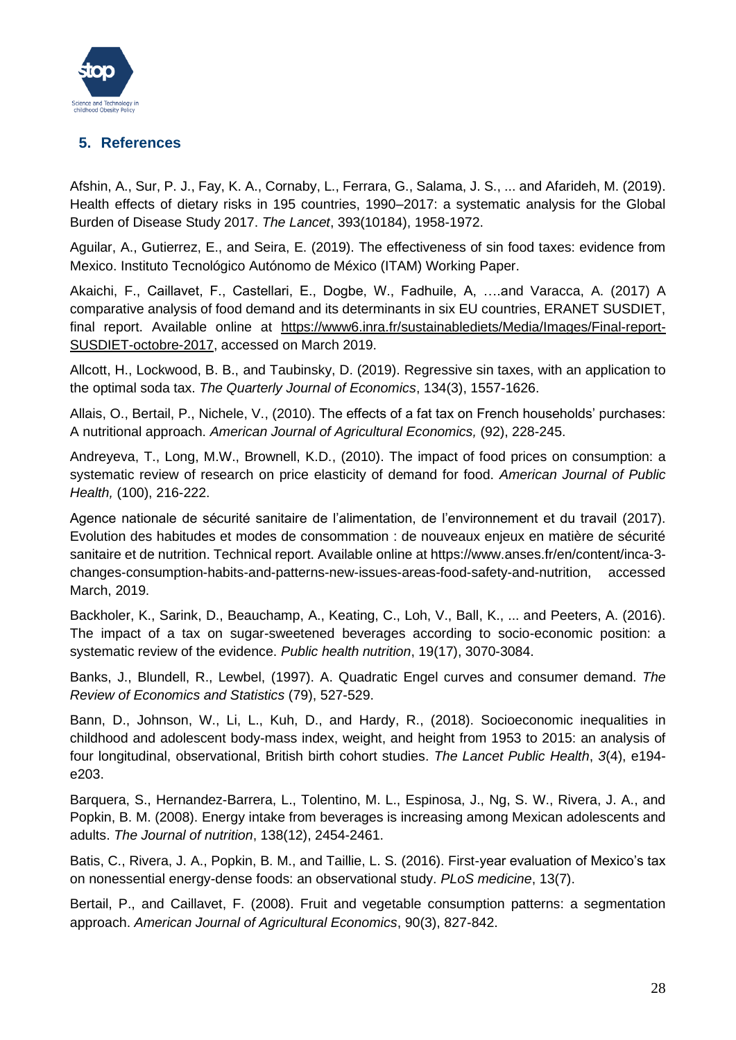## 5. References

Afshin, A., Sur, P. J., Fay, K. A., Cornaby, L., Ferrara, G., Salama, J. S., ... and Afarideh, M. (2019). Health effects of dietary risks in 195 countries, 1990–2017: a systematic analysis for the Global Burden of Disease Study 2017. *The Lancet*, 393(10184), 1958-1972.

Aguilar, A., Gutierrez, E., and Seira, E. (2019). The effectiveness of sin food taxes: evidence from Mexico. Instituto Tecnológico Autónomo de México (ITAM) Working Paper.

Akaichi, F., Caillavet, F., Castellari, E., Dogbe, W., Fadhuile, A, ….and Varacca, A. (2017) A comparative analysis of food demand and its determinants in six EU countries, ERANET SUSDIET, final report. Available online at https://www6.inra.fr/sustainablediets/Media/Images/Final-report-SUSDIET-octobre-2017, accessed on March 2019.

Allcott, H., Lockwood, B. B., and Taubinsky, D. (2019). Regressive sin taxes, with an application to the optimal soda tax. *The Quarterly Journal of Economics*, 134(3), 1557-1626.

Allais, O., Bertail, P., Nichele, V., (2010). The effects of a fat tax on French households' purchases: A nutritional approach. *American Journal of Agricultural Economics,* (92), 228-245.

Andreyeva, T., Long, M.W., Brownell, K.D., (2010). The impact of food prices on consumption: a systematic review of research on price elasticity of demand for food. *American Journal of Public Health,* (100), 216-222.

Agence nationale de sécurité sanitaire de l'alimentation, de l'environnement et du travail (2017). Evolution des habitudes et modes de consommation : de nouveaux enjeux en matière de sécurité sanitaire et de nutrition. Technical report. Available online at https://www.anses.fr/en/content/inca-3-changes-consumption-habits-and-patterns-new-issues-areas-food-safety-and-nutrition, accessed March, 2019.

Backholer, K., Sarink, D., Beauchamp, A., Keating, C., Loh, V., Ball, K., ... and Peeters, A. (2016). The impact of a tax on sugar-sweetened beverages according to socio-economic position: a systematic review of the evidence. *Public health nutrition*, 19(17), 3070-3084.

Banks, J., Blundell, R., Lewbel, (1997). A. Quadratic Engel curves and consumer demand. *The Review of Economics and Statistics* (79), 527-529.

Bann, D., Johnson, W., Li, L., Kuh, D., and Hardy, R., (2018). Socioeconomic inequalities in childhood and adolescent body-mass index, weight, and height from 1953 to 2015: an analysis of four longitudinal, observational, British birth cohort studies. *The Lancet Public Health*, *3*(4), e194-e203.

Barquera, S., Hernandez-Barrera, L., Tolentino, M. L., Espinosa, J., Ng, S. W., Rivera, J. A., and Popkin, B. M. (2008). Energy intake from beverages is increasing among Mexican adolescents and adults. *The Journal of nutrition*, 138(12), 2454-2461.

Batis, C., Rivera, J. A., Popkin, B. M., and Taillie, L. S. (2016). First-year evaluation of Mexico's tax on nonessential energy-dense foods: an observational study. *PLoS medicine*, 13(7).

Bertail, P., and Caillavet, F. (2008). Fruit and vegetable consumption patterns: a segmentation approach. *American Journal of Agricultural Economics*, 90(3), 827-842.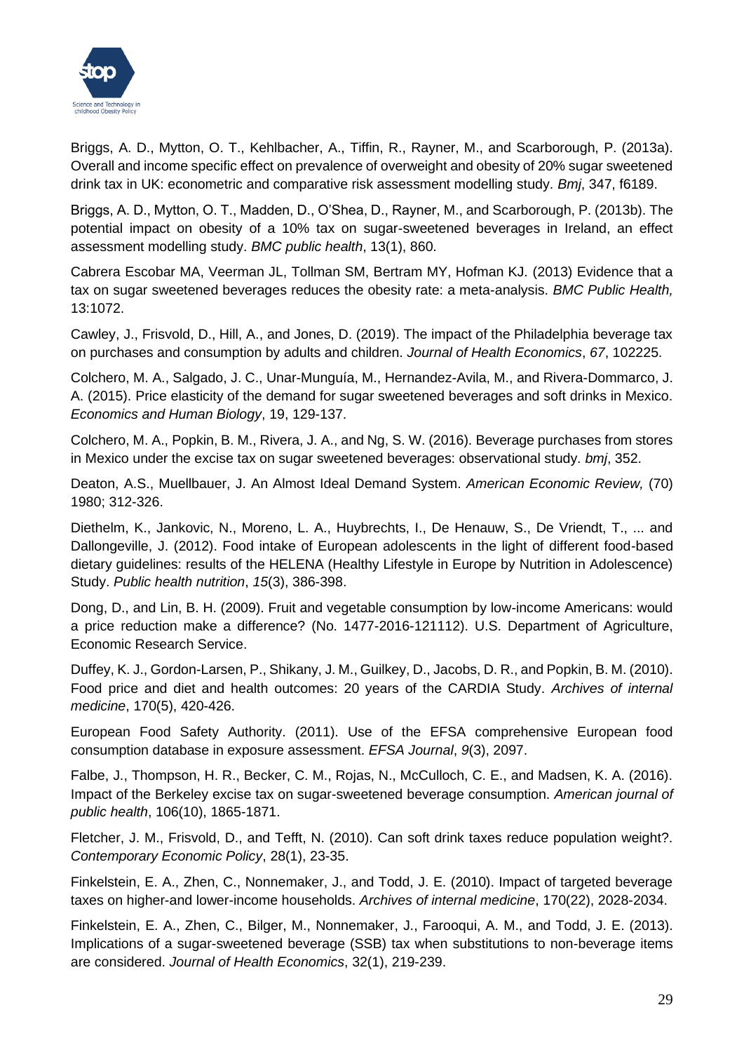Briggs, A. D., Mytton, O. T., Kehlbacher, A., Tiffin, R., Rayner, M., and Scarborough, P. (2013a). Overall and income specific effect on prevalence of overweight and obesity of 20% sugar sweetened drink tax in UK: econometric and comparative risk assessment modelling study. *Bmj*, 347, f6189.

Briggs, A. D., Mytton, O. T., Madden, D., O'Shea, D., Rayner, M., and Scarborough, P. (2013b). The potential impact on obesity of a 10% tax on sugar-sweetened beverages in Ireland, an effect assessment modelling study. *BMC public health*, 13(1), 860.

Cabrera Escobar MA, Veerman JL, Tollman SM, Bertram MY, Hofman KJ. (2013) Evidence that a tax on sugar sweetened beverages reduces the obesity rate: a meta-analysis. *BMC Public Health,* 13:1072.

Cawley, J., Frisvold, D., Hill, A., and Jones, D. (2019). The impact of the Philadelphia beverage tax on purchases and consumption by adults and children. *Journal of Health Economics*, *67*, 102225.

Colchero, M. A., Salgado, J. C., Unar-Munguía, M., Hernandez-Avila, M., and Rivera-Dommarco, J. A. (2015). Price elasticity of the demand for sugar sweetened beverages and soft drinks in Mexico. *Economics and Human Biology*, 19, 129-137.

Colchero, M. A., Popkin, B. M., Rivera, J. A., and Ng, S. W. (2016). Beverage purchases from stores in Mexico under the excise tax on sugar sweetened beverages: observational study. *bmj*, 352.

Deaton, A.S., Muellbauer, J. An Almost Ideal Demand System. *American Economic Review,* (70) 1980; 312-326.

Diethelm, K., Jankovic, N., Moreno, L. A., Huybrechts, I., De Henauw, S., De Vriendt, T., ... and Dallongeville, J. (2012). Food intake of European adolescents in the light of different food-based dietary guidelines: results of the HELENA (Healthy Lifestyle in Europe by Nutrition in Adolescence) Study. *Public health nutrition*, *15*(3), 386-398.

Dong, D., and Lin, B. H. (2009). Fruit and vegetable consumption by low-income Americans: would a price reduction make a difference? (No. 1477-2016-121112). U.S. Department of Agriculture, Economic Research Service.

Duffey, K. J., Gordon-Larsen, P., Shikany, J. M., Guilkey, D., Jacobs, D. R., and Popkin, B. M. (2010). Food price and diet and health outcomes: 20 years of the CARDIA Study. *Archives of internal medicine*, 170(5), 420-426.

European Food Safety Authority. (2011). Use of the EFSA comprehensive European food consumption database in exposure assessment. *EFSA Journal*, *9*(3), 2097.

Falbe, J., Thompson, H. R., Becker, C. M., Rojas, N., McCulloch, C. E., and Madsen, K. A. (2016). Impact of the Berkeley excise tax on sugar-sweetened beverage consumption. *American journal of public health*, 106(10), 1865-1871.

Fletcher, J. M., Frisvold, D., and Tefft, N. (2010). Can soft drink taxes reduce population weight?. *Contemporary Economic Policy*, 28(1), 23-35.

Finkelstein, E. A., Zhen, C., Nonnemaker, J., and Todd, J. E. (2010). Impact of targeted beverage taxes on higher-and lower-income households. *Archives of internal medicine*, 170(22), 2028-2034.

Finkelstein, E. A., Zhen, C., Bilger, M., Nonnemaker, J., Farooqui, A. M., and Todd, J. E. (2013). Implications of a sugar-sweetened beverage (SSB) tax when substitutions to non-beverage items are considered. *Journal of Health Economics*, 32(1), 219-239.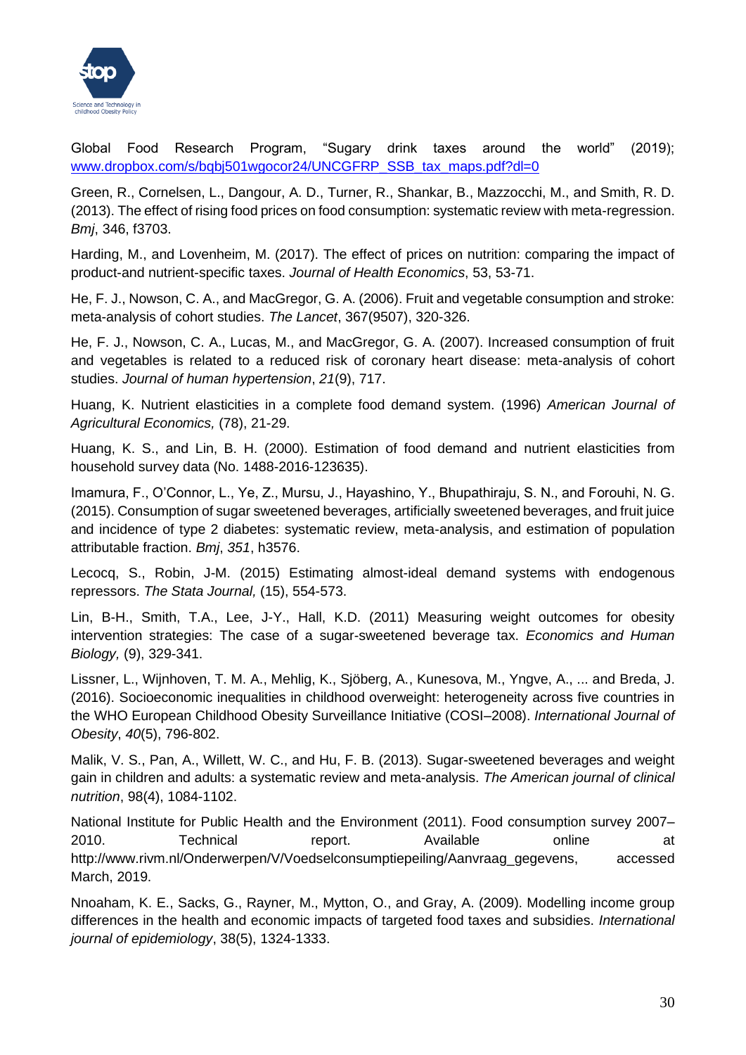Global Food Research Program, “Sugary drink taxes around the world” (2019); [www.dropbox.com/s/bqbj501wgocor24/UNCGFRP_SSB_tax_maps.pdf?dl=0](www.dropbox.com/s/bqbj501wgocor24/UNCGFRP_SSB_tax_maps.pdf?dl=0)

Green, R., Cornelsen, L., Dangour, A. D., Turner, R., Shankar, B., Mazzocchi, M., and Smith, R. D. (2013). The effect of rising food prices on food consumption: systematic review with meta-regression. *Bmj*, 346, f3703.

Harding, M., and Lovenheim, M. (2017). The effect of prices on nutrition: comparing the impact of product-and nutrient-specific taxes. *Journal of Health Economics*, 53, 53-71.

He, F. J., Nowson, C. A., and MacGregor, G. A. (2006). Fruit and vegetable consumption and stroke: meta-analysis of cohort studies. *The Lancet*, 367(9507), 320-326.

He, F. J., Nowson, C. A., Lucas, M., and MacGregor, G. A. (2007). Increased consumption of fruit and vegetables is related to a reduced risk of coronary heart disease: meta-analysis of cohort studies. *Journal of human hypertension*, *21*(9), 717.

Huang, K. Nutrient elasticities in a complete food demand system. (1996) *American Journal of Agricultural Economics,* (78), 21-29.

Huang, K. S., and Lin, B. H. (2000). Estimation of food demand and nutrient elasticities from household survey data (No. 1488-2016-123635).

Imamura, F., O'Connor, L., Ye, Z., Mursu, J., Hayashino, Y., Bhupathiraju, S. N., and Forouhi, N. G. (2015). Consumption of sugar sweetened beverages, artificially sweetened beverages, and fruit juice and incidence of type 2 diabetes: systematic review, meta-analysis, and estimation of population attributable fraction. *Bmj*, *351*, h3576.

Lecocq, S., Robin, J-M. (2015) Estimating almost-ideal demand systems with endogenous repressors. *The Stata Journal,* (15), 554-573.

Lin, B-H., Smith, T.A., Lee, J-Y., Hall, K.D. (2011) Measuring weight outcomes for obesity intervention strategies: The case of a sugar-sweetened beverage tax. *Economics and Human Biology,* (9), 329-341.

Lissner, L., Wijnhoven, T. M. A., Mehlig, K., Sjöberg, A., Kunesova, M., Yngve, A., ... and Breda, J. (2016). Socioeconomic inequalities in childhood overweight: heterogeneity across five countries in the WHO European Childhood Obesity Surveillance Initiative (COSI–2008). *International Journal of Obesity*, *40*(5), 796-802.

Malik, V. S., Pan, A., Willett, W. C., and Hu, F. B. (2013). Sugar-sweetened beverages and weight gain in children and adults: a systematic review and meta-analysis. *The American journal of clinical nutrition*, 98(4), 1084-1102.

National Institute for Public Health and the Environment (2011). Food consumption survey 2007–2010. Technical report. Available online at http://www.rivm.nl/Onderwerpen/V/Voedselconsumptiepeiling/Aanvraag_gegevens, accessed March, 2019.

Nnoaham, K. E., Sacks, G., Rayner, M., Mytton, O., and Gray, A. (2009). Modelling income group differences in the health and economic impacts of targeted food taxes and subsidies. *International journal of epidemiology*, 38(5), 1324-1333.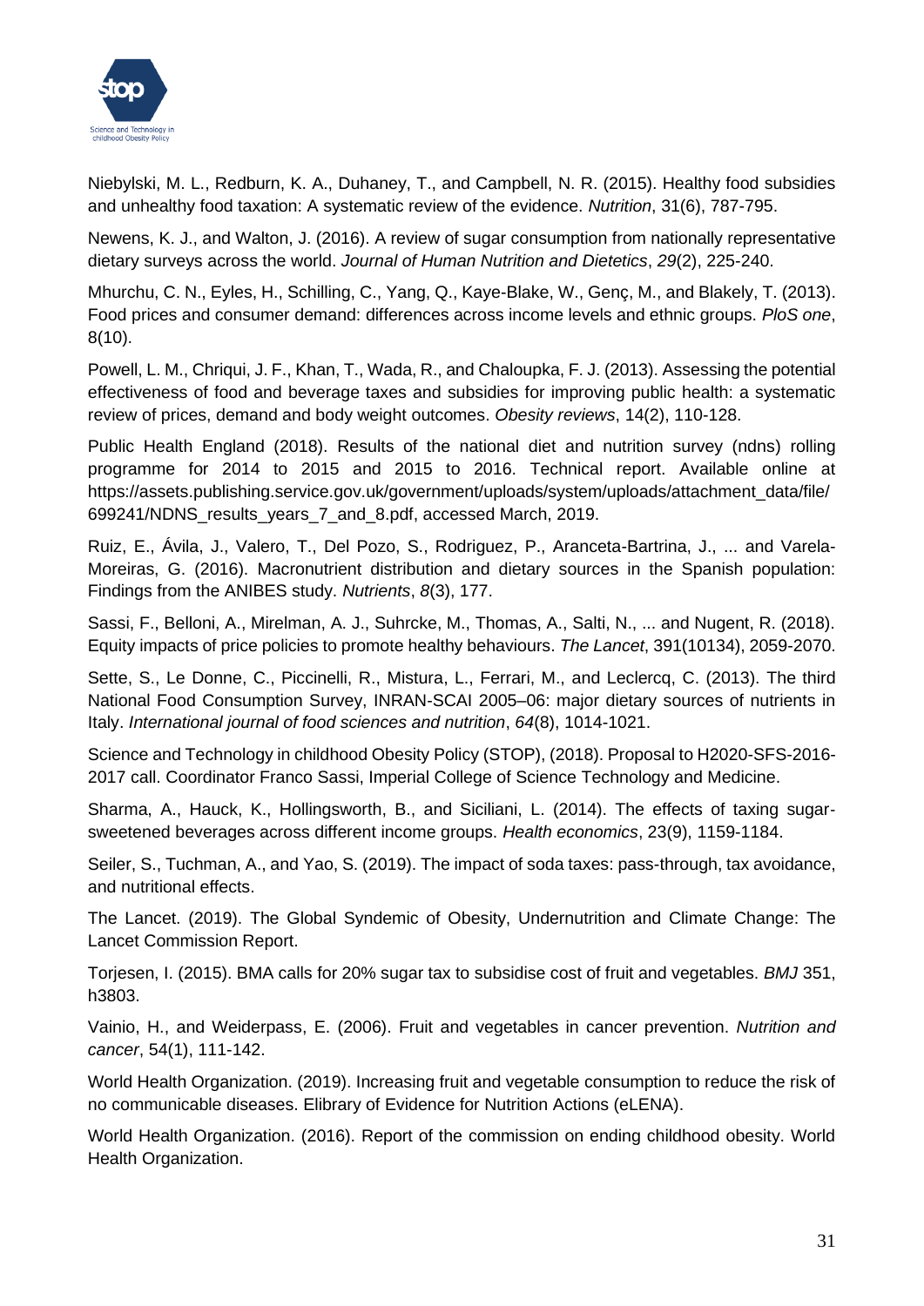Niebylski, M. L., Redburn, K. A., Duhaney, T., and Campbell, N. R. (2015). Healthy food subsidies and unhealthy food taxation: A systematic review of the evidence. *Nutrition*, 31(6), 787-795.

Newens, K. J., and Walton, J. (2016). A review of sugar consumption from nationally representative dietary surveys across the world. *Journal of Human Nutrition and Dietetics*, *29*(2), 225-240.

Mhurchu, C. N., Eyles, H., Schilling, C., Yang, Q., Kaye-Blake, W., Genç, M., and Blakely, T. (2013). Food prices and consumer demand: differences across income levels and ethnic groups. *PloS one*, 8(10).

Powell, L. M., Chriqui, J. F., Khan, T., Wada, R., and Chaloupka, F. J. (2013). Assessing the potential effectiveness of food and beverage taxes and subsidies for improving public health: a systematic review of prices, demand and body weight outcomes. *Obesity reviews*, 14(2), 110-128.

Public Health England (2018). Results of the national diet and nutrition survey (ndns) rolling programme for 2014 to 2015 and 2015 to 2016. Technical report. Available online at https://assets.publishing.service.gov.uk/government/uploads/system/uploads/attachment_data/file/699241/NDNS_results_years_7_and_8.pdf, accessed March, 2019.

Ruiz, E., Ávila, J., Valero, T., Del Pozo, S., Rodriguez, P., Aranceta-Bartrina, J., ... and Varela-Moreiras, G. (2016). Macronutrient distribution and dietary sources in the Spanish population: Findings from the ANIBES study. *Nutrients*, *8*(3), 177.

Sassi, F., Belloni, A., Mirelman, A. J., Suhrcke, M., Thomas, A., Salti, N., ... and Nugent, R. (2018). Equity impacts of price policies to promote healthy behaviours. *The Lancet*, 391(10134), 2059-2070.

Sette, S., Le Donne, C., Piccinelli, R., Mistura, L., Ferrari, M., and Leclercq, C. (2013). The third National Food Consumption Survey, INRAN-SCAI 2005–06: major dietary sources of nutrients in Italy. *International journal of food sciences and nutrition*, *64*(8), 1014-1021.

Science and Technology in childhood Obesity Policy (STOP), (2018). Proposal to H2020-SFS-2016-2017 call. Coordinator Franco Sassi, Imperial College of Science Technology and Medicine.

Sharma, A., Hauck, K., Hollingsworth, B., and Siciliani, L. (2014). The effects of taxing sugar-sweetened beverages across different income groups. *Health economics*, 23(9), 1159-1184.

Seiler, S., Tuchman, A., and Yao, S. (2019). The impact of soda taxes: pass-through, tax avoidance, and nutritional effects.

The Lancet. (2019). The Global Syndemic of Obesity, Undernutrition and Climate Change: The Lancet Commission Report.

Torjesen, I. (2015). BMA calls for 20% sugar tax to subsidise cost of fruit and vegetables. *BMJ* 351, h3803.

Vainio, H., and Weiderpass, E. (2006). Fruit and vegetables in cancer prevention. *Nutrition and cancer*, 54(1), 111-142.

World Health Organization. (2019). Increasing fruit and vegetable consumption to reduce the risk of no communicable diseases. Elibrary of Evidence for Nutrition Actions (eLENA).

World Health Organization. (2016). Report of the commission on ending childhood obesity. World Health Organization.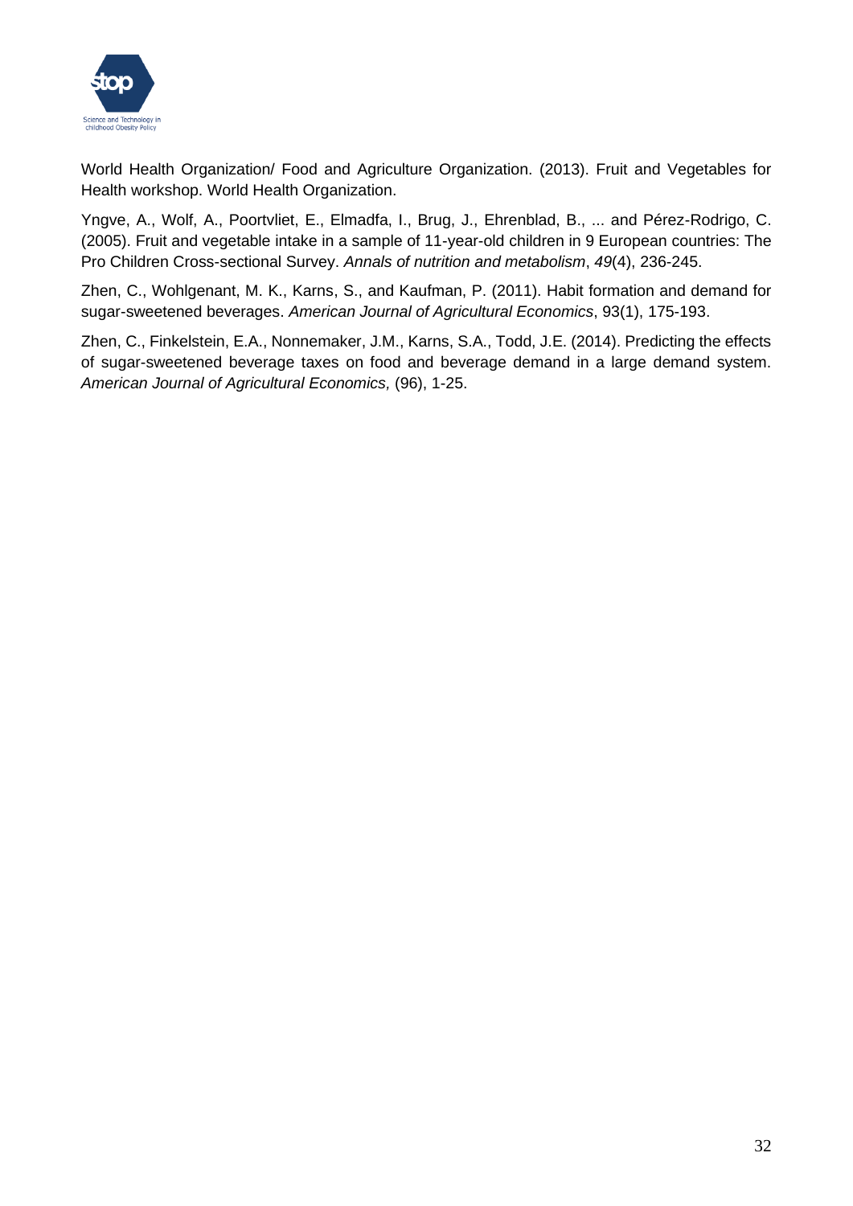World Health Organization/ Food and Agriculture Organization. (2013). Fruit and Vegetables for Health workshop. World Health Organization.

Yngve, A., Wolf, A., Poortvliet, E., Elmadfa, I., Brug, J., Ehrenblad, B., ... and Pérez-Rodrigo, C. (2005). Fruit and vegetable intake in a sample of 11-year-old children in 9 European countries: The Pro Children Cross-sectional Survey. *Annals of nutrition and metabolism*, *49*(4), 236-245.

Zhen, C., Wohlgenant, M. K., Karns, S., and Kaufman, P. (2011). Habit formation and demand for sugar-sweetened beverages. *American Journal of Agricultural Economics*, 93(1), 175-193.

Zhen, C., Finkelstein, E.A., Nonnemaker, J.M., Karns, S.A., Todd, J.E. (2014). Predicting the effects of sugar-sweetened beverage taxes on food and beverage demand in a large demand system. *American Journal of Agricultural Economics,* (96), 1-25.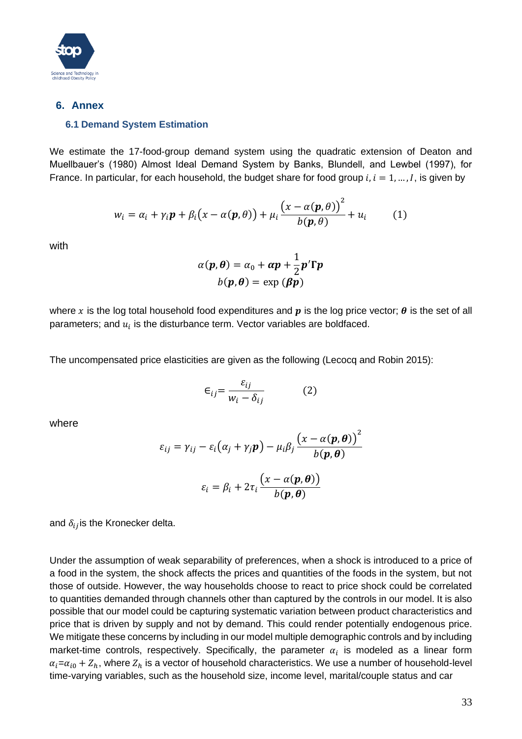## 6. Annex

### 6.1 Demand System Estimation

We estimate the 17-food-group demand system using the quadratic extension of Deaton and Muellbauer's (1980) Almost Ideal Demand System by Banks, Blundell, and Lewbel (1997), for France. In particular, for each household, the budget share for food group $i, i = 1, \ldots, I$, is given by

$$w_i = \alpha_i + \gamma_i \boldsymbol{p} + \beta_i\big(x - \alpha(\boldsymbol{p}, \theta)\big) + \mu_i \frac{\big(x - \alpha(\boldsymbol{p}, \theta)\big)^2}{b(\boldsymbol{p}, \theta)} + u_i \qquad (1)$$

with

$$\alpha(\boldsymbol{p}, \boldsymbol{\theta}) = \alpha_0 + \boldsymbol{\alpha p} + \frac{1}{2}\boldsymbol{p}'\boldsymbol{\Gamma p}$$
$$b(\boldsymbol{p}, \boldsymbol{\theta}) = \exp\,(\boldsymbol{\beta p})$$

where $x$ is the log total household food expenditures and $\boldsymbol{p}$ is the log price vector; $\boldsymbol{\theta}$ is the set of all parameters; and $u_i$ is the disturbance term. Vector variables are boldfaced.

The uncompensated price elasticities are given as the following (Lecocq and Robin 2015):

$$\epsilon_{ij} = \frac{\varepsilon_{ij}}{w_i - \delta_{ij}} \qquad (2)$$

where

$$\varepsilon_{ij} = \gamma_{ij} - \varepsilon_i\big(\alpha_j + \gamma_j \boldsymbol{p}\big) - \mu_i \beta_j \frac{\big(x - \alpha(\boldsymbol{p}, \boldsymbol{\theta})\big)^2}{b(\boldsymbol{p}, \boldsymbol{\theta})}$$

$$\varepsilon_i = \beta_i + 2\tau_i \frac{\big(x - \alpha(\boldsymbol{p}, \boldsymbol{\theta})\big)}{b(\boldsymbol{p}, \boldsymbol{\theta})}$$

and $\delta_{ij}$ is the Kronecker delta.

Under the assumption of weak separability of preferences, when a shock is introduced to a price of a food in the system, the shock affects the prices and quantities of the foods in the system, but not those of outside. However, the way households choose to react to price shock could be correlated to quantities demanded through channels other than captured by the controls in our model. It is also possible that our model could be capturing systematic variation between product characteristics and price that is driven by supply and not by demand. This could render potentially endogenous price. We mitigate these concerns by including in our model multiple demographic controls and by including market-time controls, respectively. Specifically, the parameter $\alpha_i$ is modeled as a linear form $\alpha_i = \alpha_{i0} + Z_h$, where $Z_h$ is a vector of household characteristics. We use a number of household-level time-varying variables, such as the household size, income level, marital/couple status and car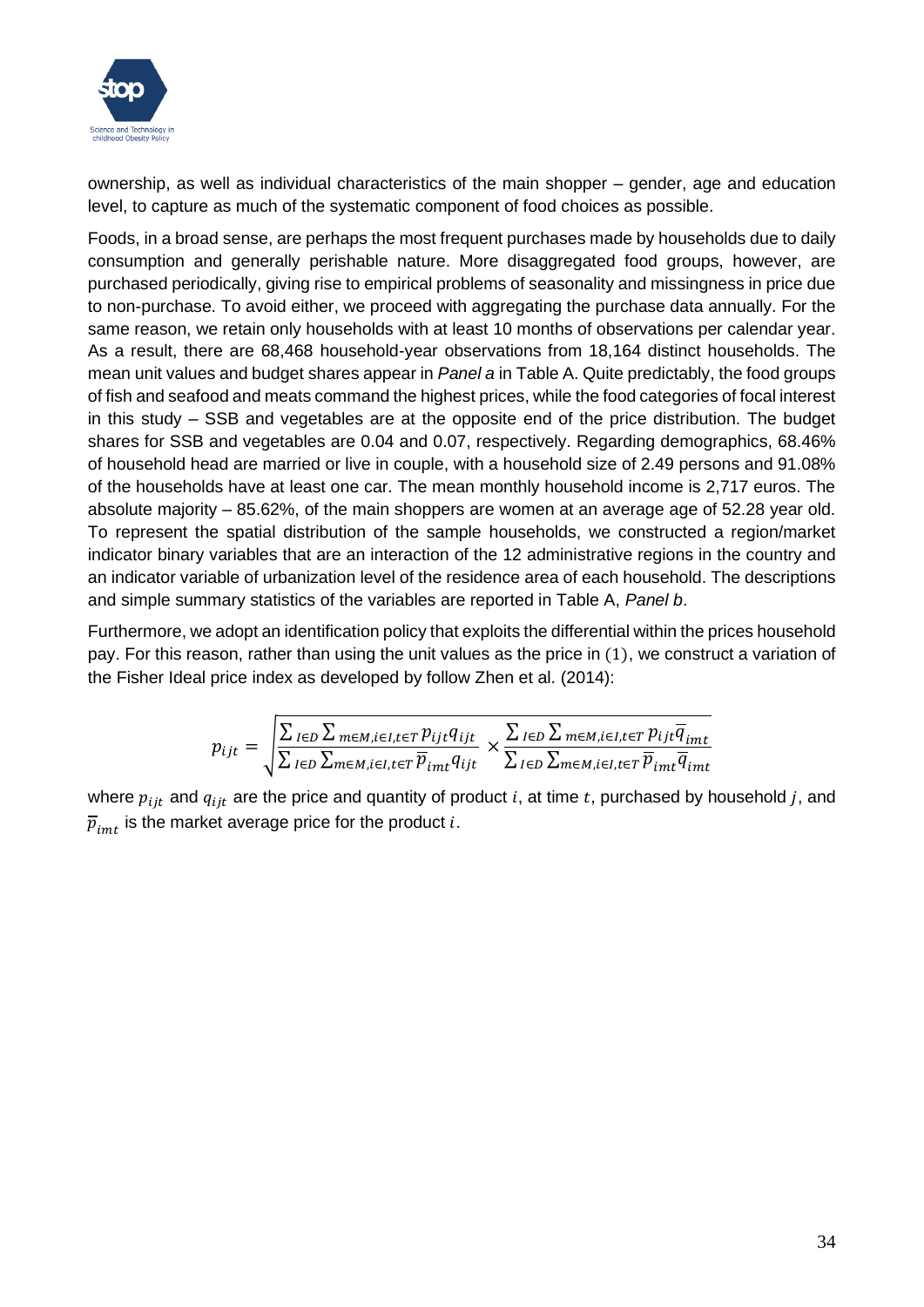ownership, as well as individual characteristics of the main shopper – gender, age and education level, to capture as much of the systematic component of food choices as possible.

Foods, in a broad sense, are perhaps the most frequent purchases made by households due to daily consumption and generally perishable nature. More disaggregated food groups, however, are purchased periodically, giving rise to empirical problems of seasonality and missingness in price due to non-purchase. To avoid either, we proceed with aggregating the purchase data annually. For the same reason, we retain only households with at least 10 months of observations per calendar year. As a result, there are 68,468 household-year observations from 18,164 distinct households. The mean unit values and budget shares appear in *Panel a* in Table A. Quite predictably, the food groups of fish and seafood and meats command the highest prices, while the food categories of focal interest in this study – SSB and vegetables are at the opposite end of the price distribution. The budget shares for SSB and vegetables are 0.04 and 0.07, respectively. Regarding demographics, 68.46% of household head are married or live in couple, with a household size of 2.49 persons and 91.08% of the households have at least one car. The mean monthly household income is 2,717 euros. The absolute majority – 85.62%, of the main shoppers are women at an average age of 52.28 year old. To represent the spatial distribution of the sample households, we constructed a region/market indicator binary variables that are an interaction of the 12 administrative regions in the country and an indicator variable of urbanization level of the residence area of each household. The descriptions and simple summary statistics of the variables are reported in Table A, *Panel b*.

Furthermore, we adopt an identification policy that exploits the differential within the prices household pay. For this reason, rather than using the unit values as the price in (1), we construct a variation of the Fisher Ideal price index as developed by follow Zhen et al. (2014):

$$p_{ijt} = \sqrt{\frac{\sum_{I \in D} \sum_{m \in M, i \in I, t \in T} p_{ijt} q_{ijt}}{\sum_{I \in D} \sum_{m \in M, i \in I, t \in T} \overline{p}_{imt} q_{ijt}} \times \frac{\sum_{I \in D} \sum_{m \in M, i \in I, t \in T} p_{ijt} \overline{q}_{imt}}{\sum_{I \in D} \sum_{m \in M, i \in I, t \in T} \overline{p}_{imt} \overline{q}_{imt}}}$$

where $p_{ijt}$ and $q_{ijt}$ are the price and quantity of product $i$, at time $t$, purchased by household $j$, and $\overline{p}_{imt}$ is the market average price for the product $i$.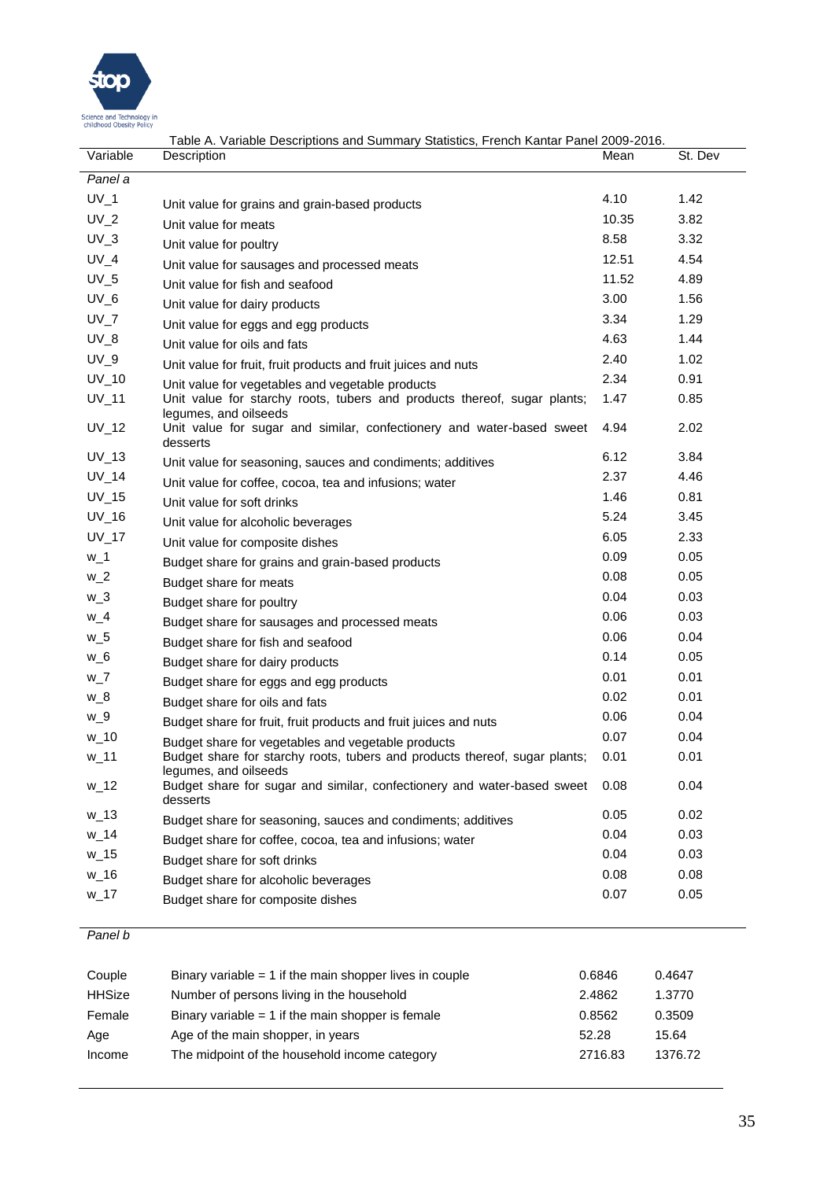Table A. Variable Descriptions and Summary Statistics, French Kantar Panel 2009-2016.

| Variable | Description | Mean | St. Dev |
|---|---|---|---|
| *Panel a* | | | |
| UV_1 | Unit value for grains and grain-based products | 4.10 | 1.42 |
| UV_2 | Unit value for meats | 10.35 | 3.82 |
| UV_3 | Unit value for poultry | 8.58 | 3.32 |
| UV_4 | Unit value for sausages and processed meats | 12.51 | 4.54 |
| UV_5 | Unit value for fish and seafood | 11.52 | 4.89 |
| UV_6 | Unit value for dairy products | 3.00 | 1.56 |
| UV_7 | Unit value for eggs and egg products | 3.34 | 1.29 |
| UV_8 | Unit value for oils and fats | 4.63 | 1.44 |
| UV_9 | Unit value for fruit, fruit products and fruit juices and nuts | 2.40 | 1.02 |
| UV_10 | Unit value for vegetables and vegetable products | 2.34 | 0.91 |
| UV_11 | Unit value for starchy roots, tubers and products thereof, sugar plants; legumes, and oilseeds | 1.47 | 0.85 |
| UV_12 | Unit value for sugar and similar, confectionery and water-based sweet desserts | 4.94 | 2.02 |
| UV_13 | Unit value for seasoning, sauces and condiments; additives | 6.12 | 3.84 |
| UV_14 | Unit value for coffee, cocoa, tea and infusions; water | 2.37 | 4.46 |
| UV_15 | Unit value for soft drinks | 1.46 | 0.81 |
| UV_16 | Unit value for alcoholic beverages | 5.24 | 3.45 |
| UV_17 | Unit value for composite dishes | 6.05 | 2.33 |
| w_1 | Budget share for grains and grain-based products | 0.09 | 0.05 |
| w_2 | Budget share for meats | 0.08 | 0.05 |
| w_3 | Budget share for poultry | 0.04 | 0.03 |
| w_4 | Budget share for sausages and processed meats | 0.06 | 0.03 |
| w_5 | Budget share for fish and seafood | 0.06 | 0.04 |
| w_6 | Budget share for dairy products | 0.14 | 0.05 |
| w_7 | Budget share for eggs and egg products | 0.01 | 0.01 |
| w_8 | Budget share for oils and fats | 0.02 | 0.01 |
| w_9 | Budget share for fruit, fruit products and fruit juices and nuts | 0.06 | 0.04 |
| w_10 | Budget share for vegetables and vegetable products | 0.07 | 0.04 |
| w_11 | Budget share for starchy roots, tubers and products thereof, sugar plants; legumes, and oilseeds | 0.01 | 0.01 |
| w_12 | Budget share for sugar and similar, confectionery and water-based sweet desserts | 0.08 | 0.04 |
| w_13 | Budget share for seasoning, sauces and condiments; additives | 0.05 | 0.02 |
| w_14 | Budget share for coffee, cocoa, tea and infusions; water | 0.04 | 0.03 |
| w_15 | Budget share for soft drinks | 0.04 | 0.03 |
| w_16 | Budget share for alcoholic beverages | 0.08 | 0.08 |
| w_17 | Budget share for composite dishes | 0.07 | 0.05 |
| *Panel b* | | | |
| Couple | Binary variable = 1 if the main shopper lives in couple | 0.6846 | 0.4647 |
| HHSize | Number of persons living in the household | 2.4862 | 1.3770 |
| Female | Binary variable = 1 if the main shopper is female | 0.8562 | 0.3509 |
| Age | Age of the main shopper, in years | 52.28 | 15.64 |
| Income | The midpoint of the household income category | 2716.83 | 1376.72 |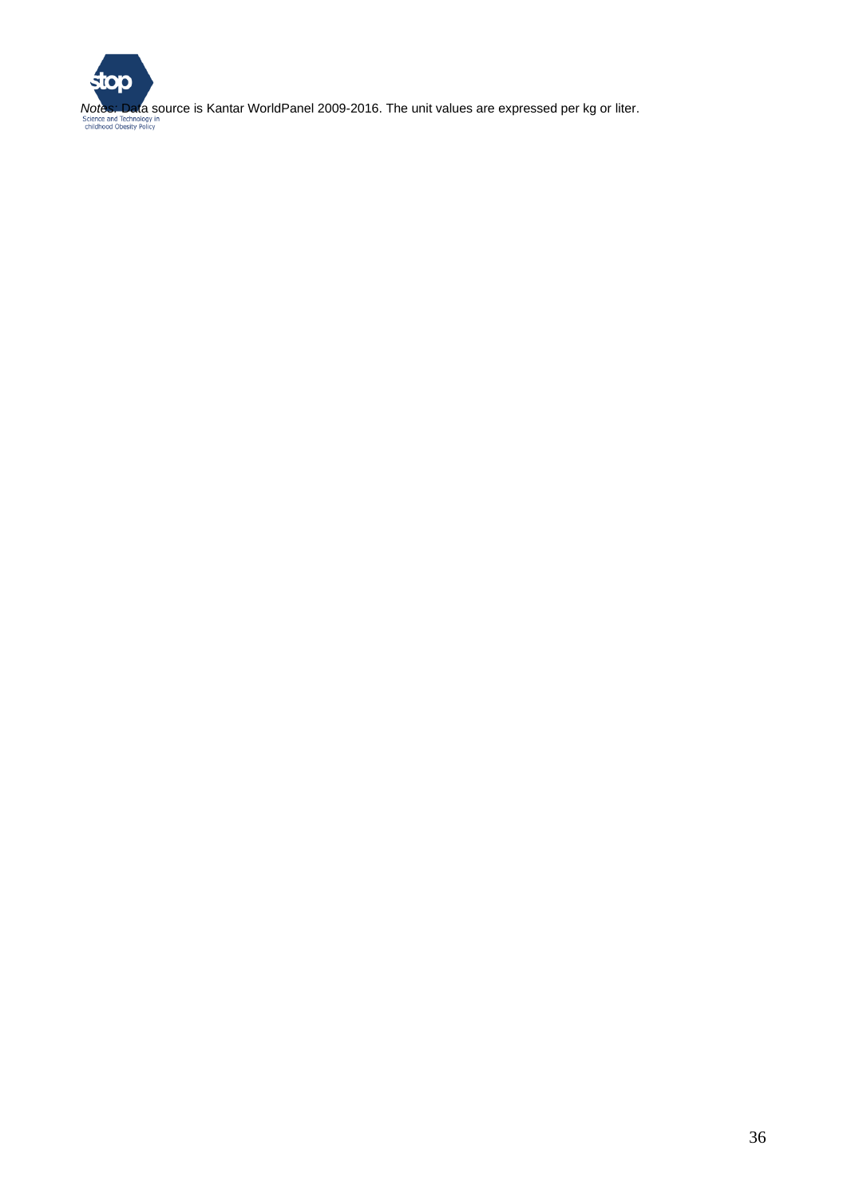*Notes:* Data source is Kantar WorldPanel 2009-2016. The unit values are expressed per kg or liter.